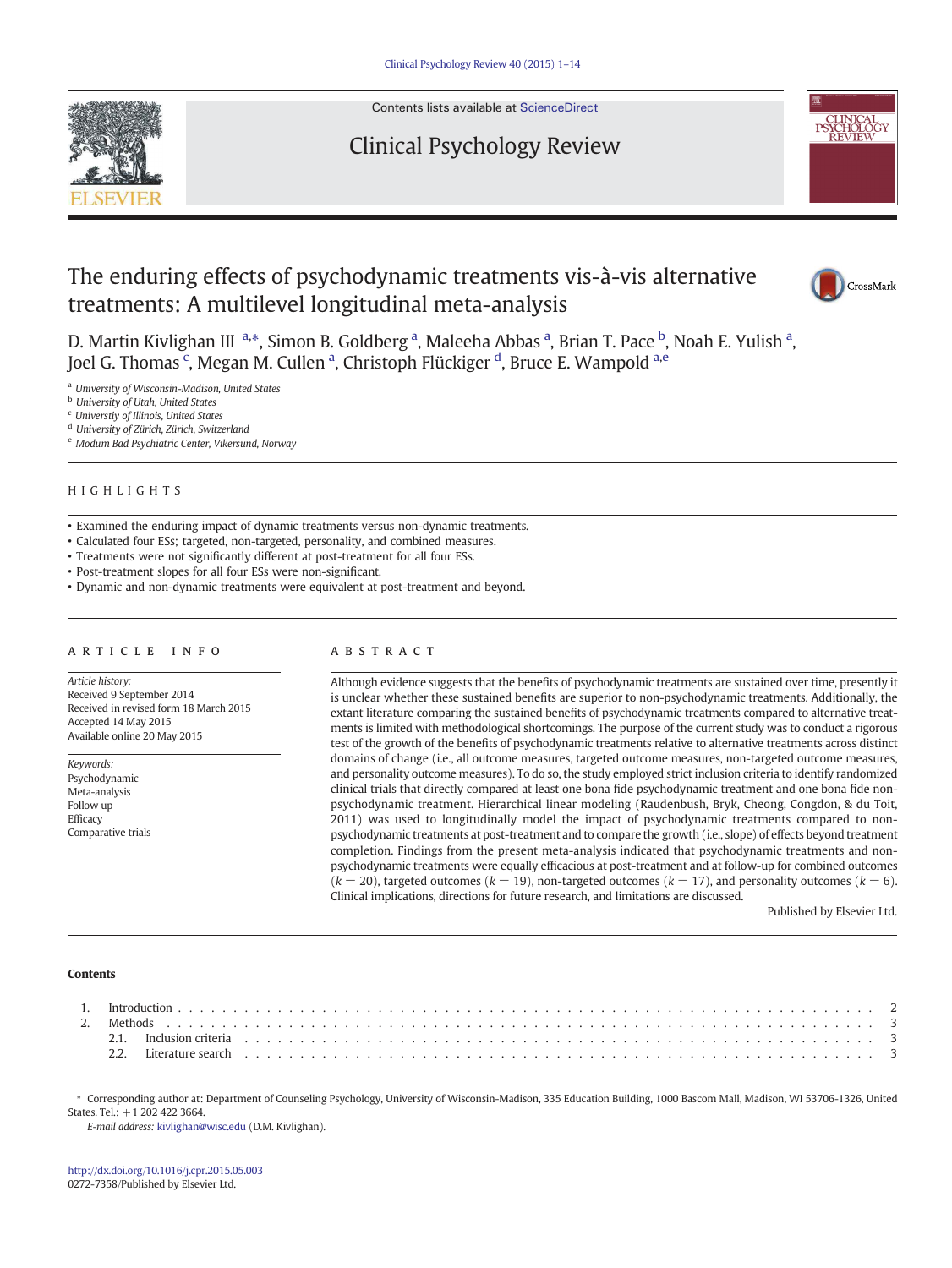# The enduring effects of psychodynamic treatments vis-à-vis alternative treatments: A multilevel longitudinal meta-analysis

D. Martin Kivlighan III [a,*], Simon B. Goldberg [a], Maleeha Abbas [a], Brian T. Pace [b], Noah E. Yulish [a], Joel G. Thomas [c], Megan M. Cullen [a], Christoph Flückiger [d], Bruce E. Wampold [a,e]

[a] *University of Wisconsin-Madison, United States*
[b] *University of Utah, United States*
[c] *Universtiy of Illinois, United States*
[d] *University of Zürich, Zürich, Switzerland*
[e] *Modum Bad Psychiatric Center, Vikersund, Norway*

## HIGHLIGHTS

- Examined the enduring impact of dynamic treatments versus non-dynamic treatments.
- Calculated four ESs; targeted, non-targeted, personality, and combined measures.
- Treatments were not significantly different at post-treatment for all four ESs.
- Post-treatment slopes for all four ESs were non-significant.
- Dynamic and non-dynamic treatments were equivalent at post-treatment and beyond.

## ARTICLE INFO

*Article history:*
Received 9 September 2014
Received in revised form 18 March 2015
Accepted 14 May 2015
Available online 20 May 2015

*Keywords:*
Psychodynamic
Meta-analysis
Follow up
Efficacy
Comparative trials

## ABSTRACT

Although evidence suggests that the benefits of psychodynamic treatments are sustained over time, presently it is unclear whether these sustained benefits are superior to non-psychodynamic treatments. Additionally, the extant literature comparing the sustained benefits of psychodynamic treatments compared to alternative treatments is limited with methodological shortcomings. The purpose of the current study was to conduct a rigorous test of the growth of the benefits of psychodynamic treatments relative to alternative treatments across distinct domains of change (i.e., all outcome measures, targeted outcome measures, non-targeted outcome measures, and personality outcome measures). To do so, the study employed strict inclusion criteria to identify randomized clinical trials that directly compared at least one bona fide psychodynamic treatment and one bona fide non-psychodynamic treatment. Hierarchical linear modeling (Raudenbush, Bryk, Cheong, Congdon, & du Toit, 2011) was used to longitudinally model the impact of psychodynamic treatments compared to non-psychodynamic treatments at post-treatment and to compare the growth (i.e., slope) of effects beyond treatment completion. Findings from the present meta-analysis indicated that psychodynamic treatments and non-psychodynamic treatments were equally efficacious at post-treatment and at follow-up for combined outcomes ($k = 20$), targeted outcomes ($k = 19$), non-targeted outcomes ($k = 17$), and personality outcomes ($k = 6$). Clinical implications, directions for future research, and limitations are discussed.

Published by Elsevier Ltd.

## Contents

1. Introduction . . . 2
2. Methods . . . 3
   2.1. Inclusion criteria . . . 3
   2.2. Literature search . . . 3

---

\* Corresponding author at: Department of Counseling Psychology, University of Wisconsin-Madison, 335 Education Building, 1000 Bascom Mall, Madison, WI 53706-1326, United States. Tel.: +1 202 422 3664.
*E-mail address:* kivlighan@wisc.edu (D.M. Kivlighan).

http://dx.doi.org/10.1016/j.cpr.2015.05.003
0272-7358/Published by Elsevier Ltd.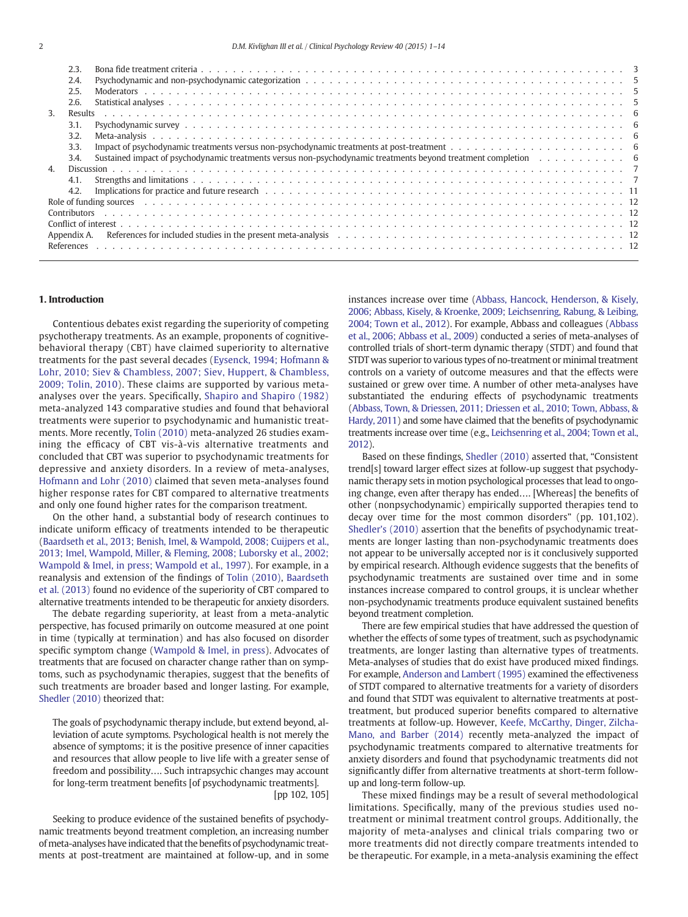2.3. Bona fide treatment criteria . . . 3
2.4. Psychodynamic and non-psychodynamic categorization . . . 5
2.5. Moderators . . . 5
2.6. Statistical analyses . . . 5
3. Results . . . 6
3.1. Psychodynamic survey . . . 6
3.2. Meta-analysis . . . 6
3.3. Impact of psychodynamic treatments versus non-psychodynamic treatments at post-treatment . . . 6
3.4. Sustained impact of psychodynamic treatments versus non-psychodynamic treatments beyond treatment completion . . . 6
4. Discussion . . . 7
4.1. Strengths and limitations . . . 7
4.2. Implications for practice and future research . . . 11
Role of funding sources . . . 12
Contributors . . . 12
Conflict of interest . . . 12
Appendix A. References for included studies in the present meta-analysis . . . 12
References . . . 12

## 1. Introduction

Contentious debates exist regarding the superiority of competing psychotherapy treatments. As an example, proponents of cognitive-behavioral therapy (CBT) have claimed superiority to alternative treatments for the past several decades (Eysenck, 1994; Hofmann & Lohr, 2010; Siev & Chambless, 2007; Siev, Huppert, & Chambless, 2009; Tolin, 2010). These claims are supported by various meta-analyses over the years. Specifically, Shapiro and Shapiro (1982) meta-analyzed 143 comparative studies and found that behavioral treatments were superior to psychodynamic and humanistic treatments. More recently, Tolin (2010) meta-analyzed 26 studies examining the efficacy of CBT vis-à-vis alternative treatments and concluded that CBT was superior to psychodynamic treatments for depressive and anxiety disorders. In a review of meta-analyses, Hofmann and Lohr (2010) claimed that seven meta-analyses found higher response rates for CBT compared to alternative treatments and only one found higher rates for the comparison treatment.

On the other hand, a substantial body of research continues to indicate uniform efficacy of treatments intended to be therapeutic (Baardseth et al., 2013; Benish, Imel, & Wampold, 2008; Cuijpers et al., 2013; Imel, Wampold, Miller, & Fleming, 2008; Luborsky et al., 2002; Wampold & Imel, in press; Wampold et al., 1997). For example, in a reanalysis and extension of the findings of Tolin (2010), Baardseth et al. (2013) found no evidence of the superiority of CBT compared to alternative treatments intended to be therapeutic for anxiety disorders.

The debate regarding superiority, at least from a meta-analytic perspective, has focused primarily on outcome measured at one point in time (typically at termination) and has also focused on disorder specific symptom change (Wampold & Imel, in press). Advocates of treatments that are focused on character change rather than on symptoms, such as psychodynamic therapies, suggest that the benefits of such treatments are broader based and longer lasting. For example, Shedler (2010) theorized that:

> The goals of psychodynamic therapy include, but extend beyond, alleviation of acute symptoms. Psychological health is not merely the absence of symptoms; it is the positive presence of inner capacities and resources that allow people to live life with a greater sense of freedom and possibility…. Such intrapsychic changes may account for long-term treatment benefits [of psychodynamic treatments]. [pp 102, 105]

Seeking to produce evidence of the sustained benefits of psychodynamic treatments beyond treatment completion, an increasing number of meta-analyses have indicated that the benefits of psychodynamic treatments at post-treatment are maintained at follow-up, and in some instances increase over time (Abbass, Hancock, Henderson, & Kisely, 2006; Abbass, Kisely, & Kroenke, 2009; Leichsenring, Rabung, & Leibing, 2004; Town et al., 2012). For example, Abbass and colleagues (Abbass et al., 2006; Abbass et al., 2009) conducted a series of meta-analyses of controlled trials of short-term dynamic therapy (STDT) and found that STDT was superior to various types of no-treatment or minimal treatment controls on a variety of outcome measures and that the effects were sustained or grew over time. A number of other meta-analyses have substantiated the enduring effects of psychodynamic treatments (Abbass, Town, & Driessen, 2011; Driessen et al., 2010; Town, Abbass, & Hardy, 2011) and some have claimed that the benefits of psychodynamic treatments increase over time (e.g., Leichsenring et al., 2004; Town et al., 2012).

Based on these findings, Shedler (2010) asserted that, "Consistent trend[s] toward larger effect sizes at follow-up suggest that psychodynamic therapy sets in motion psychological processes that lead to ongoing change, even after therapy has ended…. [Whereas] the benefits of other (nonpsychodynamic) empirically supported therapies tend to decay over time for the most common disorders" (pp. 101,102). Shedler's (2010) assertion that the benefits of psychodynamic treatments are longer lasting than non-psychodynamic treatments does not appear to be universally accepted nor is it conclusively supported by empirical research. Although evidence suggests that the benefits of psychodynamic treatments are sustained over time and in some instances increase compared to control groups, it is unclear whether non-psychodynamic treatments produce equivalent sustained benefits beyond treatment completion.

There are few empirical studies that have addressed the question of whether the effects of some types of treatment, such as psychodynamic treatments, are longer lasting than alternative types of treatments. Meta-analyses of studies that do exist have produced mixed findings. For example, Anderson and Lambert (1995) examined the effectiveness of STDT compared to alternative treatments for a variety of disorders and found that STDT was equivalent to alternative treatments at post-treatment, but produced superior benefits compared to alternative treatments at follow-up. However, Keefe, McCarthy, Dinger, Zilcha-Mano, and Barber (2014) recently meta-analyzed the impact of psychodynamic treatments compared to alternative treatments for anxiety disorders and found that psychodynamic treatments did not significantly differ from alternative treatments at short-term follow-up and long-term follow-up.

These mixed findings may be a result of several methodological limitations. Specifically, many of the previous studies used no-treatment or minimal treatment control groups. Additionally, the majority of meta-analyses and clinical trials comparing two or more treatments did not directly compare treatments intended to be therapeutic. For example, in a meta-analysis examining the effect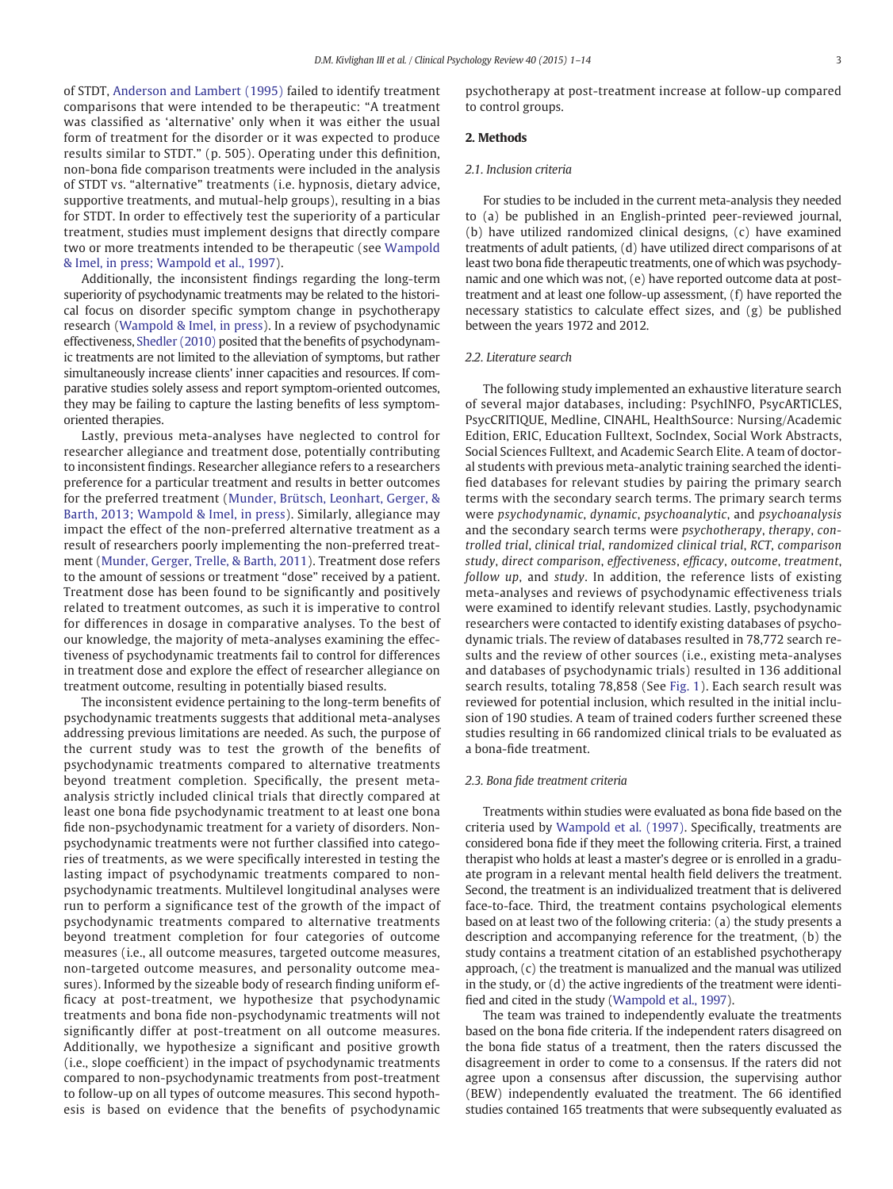of STDT, Anderson and Lambert (1995) failed to identify treatment comparisons that were intended to be therapeutic: "A treatment was classified as 'alternative' only when it was either the usual form of treatment for the disorder or it was expected to produce results similar to STDT." (p. 505). Operating under this definition, non-bona fide comparison treatments were included in the analysis of STDT vs. "alternative" treatments (i.e. hypnosis, dietary advice, supportive treatments, and mutual-help groups), resulting in a bias for STDT. In order to effectively test the superiority of a particular treatment, studies must implement designs that directly compare two or more treatments intended to be therapeutic (see Wampold & Imel, in press; Wampold et al., 1997).

Additionally, the inconsistent findings regarding the long-term superiority of psychodynamic treatments may be related to the historical focus on disorder specific symptom change in psychotherapy research (Wampold & Imel, in press). In a review of psychodynamic effectiveness, Shedler (2010) posited that the benefits of psychodynamic treatments are not limited to the alleviation of symptoms, but rather simultaneously increase clients' inner capacities and resources. If comparative studies solely assess and report symptom-oriented outcomes, they may be failing to capture the lasting benefits of less symptom-oriented therapies.

Lastly, previous meta-analyses have neglected to control for researcher allegiance and treatment dose, potentially contributing to inconsistent findings. Researcher allegiance refers to a researchers preference for a particular treatment and results in better outcomes for the preferred treatment (Munder, Brütsch, Leonhart, Gerger, & Barth, 2013; Wampold & Imel, in press). Similarly, allegiance may impact the effect of the non-preferred alternative treatment as a result of researchers poorly implementing the non-preferred treatment (Munder, Gerger, Trelle, & Barth, 2011). Treatment dose refers to the amount of sessions or treatment "dose" received by a patient. Treatment dose has been found to be significantly and positively related to treatment outcomes, as such it is imperative to control for differences in dosage in comparative analyses. To the best of our knowledge, the majority of meta-analyses examining the effectiveness of psychodynamic treatments fail to control for differences in treatment dose and explore the effect of researcher allegiance on treatment outcome, resulting in potentially biased results.

The inconsistent evidence pertaining to the long-term benefits of psychodynamic treatments suggests that additional meta-analyses addressing previous limitations are needed. As such, the purpose of the current study was to test the growth of the benefits of psychodynamic treatments compared to alternative treatments beyond treatment completion. Specifically, the present meta-analysis strictly included clinical trials that directly compared at least one bona fide psychodynamic treatment to at least one bona fide non-psychodynamic treatment for a variety of disorders. Non-psychodynamic treatments were not further classified into categories of treatments, as we were specifically interested in testing the lasting impact of psychodynamic treatments compared to non-psychodynamic treatments. Multilevel longitudinal analyses were run to perform a significance test of the growth of the impact of psychodynamic treatments compared to alternative treatments beyond treatment completion for four categories of outcome measures (i.e., all outcome measures, targeted outcome measures, non-targeted outcome measures, and personality outcome measures). Informed by the sizeable body of research finding uniform efficacy at post-treatment, we hypothesize that psychodynamic treatments and bona fide non-psychodynamic treatments will not significantly differ at post-treatment on all outcome measures. Additionally, we hypothesize a significant and positive growth (i.e., slope coefficient) in the impact of psychodynamic treatments compared to non-psychodynamic treatments from post-treatment to follow-up on all types of outcome measures. This second hypothesis is based on evidence that the benefits of psychodynamic psychotherapy at post-treatment increase at follow-up compared to control groups.

## 2. Methods

### 2.1. Inclusion criteria

For studies to be included in the current meta-analysis they needed to (a) be published in an English-printed peer-reviewed journal, (b) have utilized randomized clinical designs, (c) have examined treatments of adult patients, (d) have utilized direct comparisons of at least two bona fide therapeutic treatments, one of which was psychodynamic and one which was not, (e) have reported outcome data at post-treatment and at least one follow-up assessment, (f) have reported the necessary statistics to calculate effect sizes, and (g) be published between the years 1972 and 2012.

### 2.2. Literature search

The following study implemented an exhaustive literature search of several major databases, including: PsychINFO, PsycARTICLES, PsycCRITIQUE, Medline, CINAHL, HealthSource: Nursing/Academic Edition, ERIC, Education Fulltext, SocIndex, Social Work Abstracts, Social Sciences Fulltext, and Academic Search Elite. A team of doctoral students with previous meta-analytic training searched the identified databases for relevant studies by pairing the primary search terms with the secondary search terms. The primary search terms were *psychodynamic*, *dynamic*, *psychoanalytic*, and *psychoanalysis* and the secondary search terms were *psychotherapy*, *therapy*, *controlled trial*, *clinical trial*, *randomized clinical trial*, *RCT*, *comparison study*, *direct comparison*, *effectiveness*, *efficacy*, *outcome*, *treatment*, *follow up*, and *study*. In addition, the reference lists of existing meta-analyses and reviews of psychodynamic effectiveness trials were examined to identify relevant studies. Lastly, psychodynamic researchers were contacted to identify existing databases of psychodynamic trials. The review of databases resulted in 78,772 search results and the review of other sources (i.e., existing meta-analyses and databases of psychodynamic trials) resulted in 136 additional search results, totaling 78,858 (See Fig. 1). Each search result was reviewed for potential inclusion, which resulted in the initial inclusion of 190 studies. A team of trained coders further screened these studies resulting in 66 randomized clinical trials to be evaluated as a bona-fide treatment.

### 2.3. Bona fide treatment criteria

Treatments within studies were evaluated as bona fide based on the criteria used by Wampold et al. (1997). Specifically, treatments are considered bona fide if they meet the following criteria. First, a trained therapist who holds at least a master's degree or is enrolled in a graduate program in a relevant mental health field delivers the treatment. Second, the treatment is an individualized treatment that is delivered face-to-face. Third, the treatment contains psychological elements based on at least two of the following criteria: (a) the study presents a description and accompanying reference for the treatment, (b) the study contains a treatment citation of an established psychotherapy approach, (c) the treatment is manualized and the manual was utilized in the study, or (d) the active ingredients of the treatment were identified and cited in the study (Wampold et al., 1997).

The team was trained to independently evaluate the treatments based on the bona fide criteria. If the independent raters disagreed on the bona fide status of a treatment, then the raters discussed the disagreement in order to come to a consensus. If the raters did not agree upon a consensus after discussion, the supervising author (BEW) independently evaluated the treatment. The 66 identified studies contained 165 treatments that were subsequently evaluated as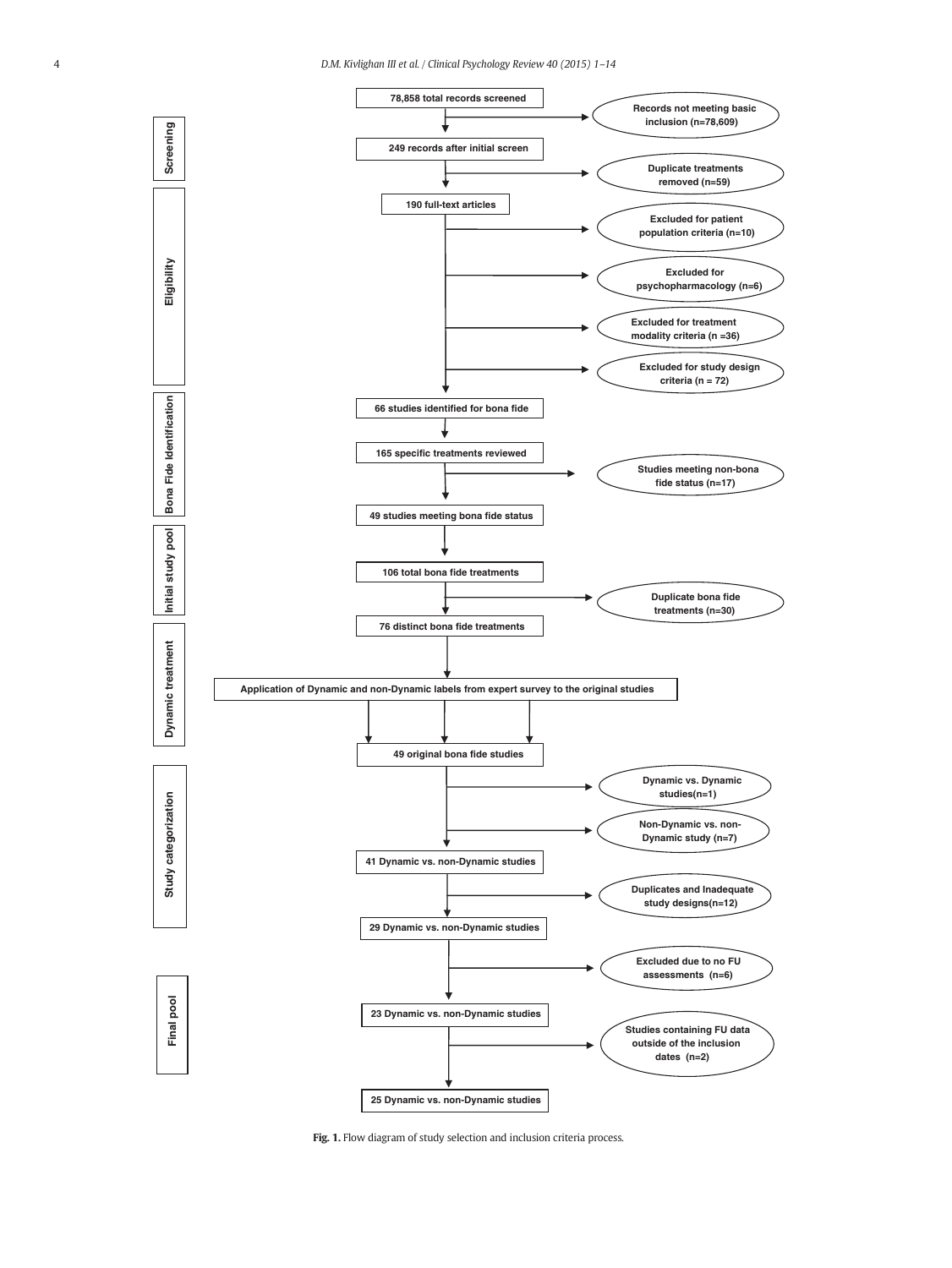**Screening**

78,858 total records screened

→ Records not meeting basic inclusion (n=78,609)

249 records after initial screen

→ Duplicate treatments removed (n=59)

**Eligibility**

190 full-text articles

→ Excluded for patient population criteria (n=10)

→ Excluded for psychopharmacology (n=6)

→ Excluded for treatment modality criteria (n =36)

→ Excluded for study design criteria (n = 72)

**Bona Fide Identification**

66 studies identified for bona fide

165 specific treatments reviewed

→ Studies meeting non-bona fide status (n=17)

49 studies meeting bona fide status

**Initial study pool**

106 total bona fide treatments

→ Duplicate bona fide treatments (n=30)

76 distinct bona fide treatments

**Dynamic treatment**

Application of Dynamic and non-Dynamic labels from expert survey to the original studies

49 original bona fide studies

**Study categorization**

→ Dynamic vs. Dynamic studies(n=1)

→ Non-Dynamic vs. non-Dynamic study (n=7)

41 Dynamic vs. non-Dynamic studies

→ Duplicates and Inadequate study designs(n=12)

29 Dynamic vs. non-Dynamic studies

→ Excluded due to no FU assessments (n=6)

**Final pool**

23 Dynamic vs. non-Dynamic studies

→ Studies containing FU data outside of the inclusion dates (n=2)

25 Dynamic vs. non-Dynamic studies

**Fig. 1.** Flow diagram of study selection and inclusion criteria process.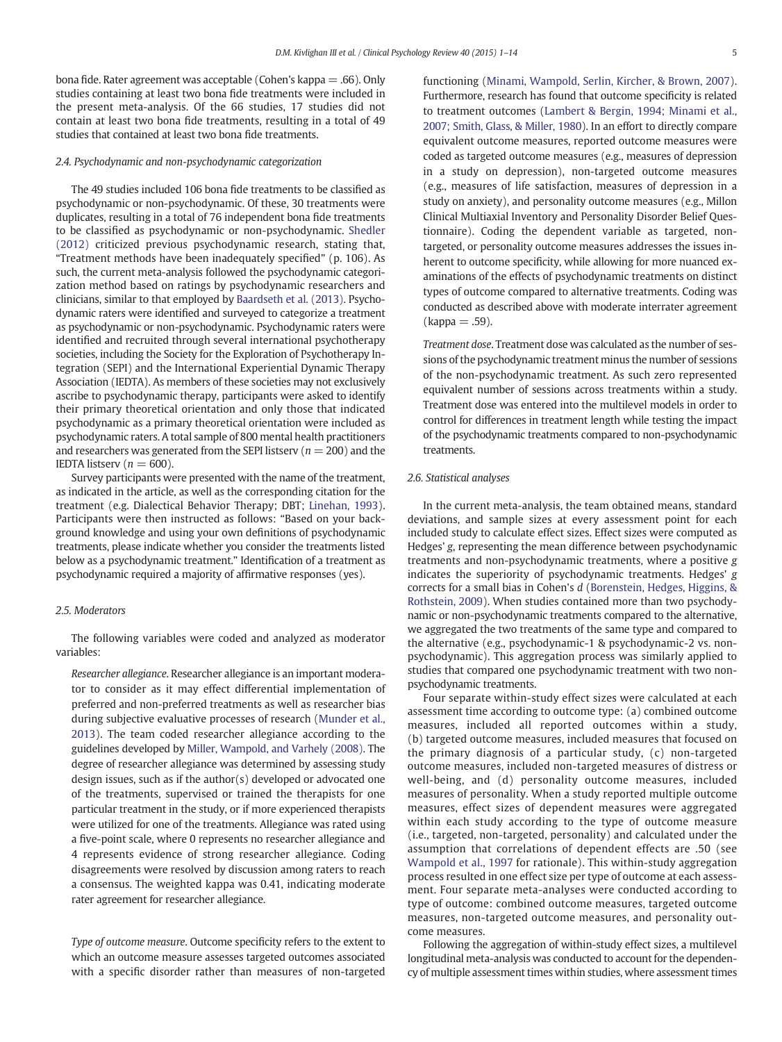bona fide. Rater agreement was acceptable (Cohen's kappa = .66). Only studies containing at least two bona fide treatments were included in the present meta-analysis. Of the 66 studies, 17 studies did not contain at least two bona fide treatments, resulting in a total of 49 studies that contained at least two bona fide treatments.

### 2.4. Psychodynamic and non-psychodynamic categorization

The 49 studies included 106 bona fide treatments to be classified as psychodynamic or non-psychodynamic. Of these, 30 treatments were duplicates, resulting in a total of 76 independent bona fide treatments to be classified as psychodynamic or non-psychodynamic. Shedler (2012) criticized previous psychodynamic research, stating that, "Treatment methods have been inadequately specified" (p. 106). As such, the current meta-analysis followed the psychodynamic categorization method based on ratings by psychodynamic researchers and clinicians, similar to that employed by Baardseth et al. (2013). Psychodynamic raters were identified and surveyed to categorize a treatment as psychodynamic or non-psychodynamic. Psychodynamic raters were identified and recruited through several international psychotherapy societies, including the Society for the Exploration of Psychotherapy Integration (SEPI) and the International Experiential Dynamic Therapy Association (IEDTA). As members of these societies may not exclusively ascribe to psychodynamic therapy, participants were asked to identify their primary theoretical orientation and only those that indicated psychodynamic as a primary theoretical orientation were included as psychodynamic raters. A total sample of 800 mental health practitioners and researchers was generated from the SEPI listserv ($n = 200$) and the IEDTA listserv ($n = 600$).

Survey participants were presented with the name of the treatment, as indicated in the article, as well as the corresponding citation for the treatment (e.g. Dialectical Behavior Therapy; DBT; Linehan, 1993). Participants were then instructed as follows: "Based on your background knowledge and using your own definitions of psychodynamic treatments, please indicate whether you consider the treatments listed below as a psychodynamic treatment." Identification of a treatment as psychodynamic required a majority of affirmative responses (yes).

### 2.5. Moderators

The following variables were coded and analyzed as moderator variables:

*Researcher allegiance*. Researcher allegiance is an important moderator to consider as it may effect differential implementation of preferred and non-preferred treatments as well as researcher bias during subjective evaluative processes of research (Munder et al., 2013). The team coded researcher allegiance according to the guidelines developed by Miller, Wampold, and Varhely (2008). The degree of researcher allegiance was determined by assessing study design issues, such as if the author(s) developed or advocated one of the treatments, supervised or trained the therapists for one particular treatment in the study, or if more experienced therapists were utilized for one of the treatments. Allegiance was rated using a five-point scale, where 0 represents no researcher allegiance and 4 represents evidence of strong researcher allegiance. Coding disagreements were resolved by discussion among raters to reach a consensus. The weighted kappa was 0.41, indicating moderate rater agreement for researcher allegiance.

*Type of outcome measure*. Outcome specificity refers to the extent to which an outcome measure assesses targeted outcomes associated with a specific disorder rather than measures of non-targeted functioning (Minami, Wampold, Serlin, Kircher, & Brown, 2007). Furthermore, research has found that outcome specificity is related to treatment outcomes (Lambert & Bergin, 1994; Minami et al., 2007; Smith, Glass, & Miller, 1980). In an effort to directly compare equivalent outcome measures, reported outcome measures were coded as targeted outcome measures (e.g., measures of depression in a study on depression), non-targeted outcome measures (e.g., measures of life satisfaction, measures of depression in a study on anxiety), and personality outcome measures (e.g., Millon Clinical Multiaxial Inventory and Personality Disorder Belief Questionnaire). Coding the dependent variable as targeted, non-targeted, or personality outcome measures addresses the issues inherent to outcome specificity, while allowing for more nuanced examinations of the effects of psychodynamic treatments on distinct types of outcome compared to alternative treatments. Coding was conducted as described above with moderate interrater agreement (kappa = .59).

*Treatment dose*. Treatment dose was calculated as the number of sessions of the psychodynamic treatment minus the number of sessions of the non-psychodynamic treatment. As such zero represented equivalent number of sessions across treatments within a study. Treatment dose was entered into the multilevel models in order to control for differences in treatment length while testing the impact of the psychodynamic treatments compared to non-psychodynamic treatments.

### 2.6. Statistical analyses

In the current meta-analysis, the team obtained means, standard deviations, and sample sizes at every assessment point for each included study to calculate effect sizes. Effect sizes were computed as Hedges' $g$, representing the mean difference between psychodynamic treatments and non-psychodynamic treatments, where a positive $g$ indicates the superiority of psychodynamic treatments. Hedges' $g$ corrects for a small bias in Cohen's $d$ (Borenstein, Hedges, Higgins, & Rothstein, 2009). When studies contained more than two psychodynamic or non-psychodynamic treatments compared to the alternative, we aggregated the two treatments of the same type and compared to the alternative (e.g., psychodynamic-1 & psychodynamic-2 vs. non-psychodynamic). This aggregation process was similarly applied to studies that compared one psychodynamic treatment with two non-psychodynamic treatments.

Four separate within-study effect sizes were calculated at each assessment time according to outcome type: (a) combined outcome measures, included all reported outcomes within a study, (b) targeted outcome measures, included measures that focused on the primary diagnosis of a particular study, (c) non-targeted outcome measures, included non-targeted measures of distress or well-being, and (d) personality outcome measures, included measures of personality. When a study reported multiple outcome measures, effect sizes of dependent measures were aggregated within each study according to the type of outcome measure (i.e., targeted, non-targeted, personality) and calculated under the assumption that correlations of dependent effects are .50 (see Wampold et al., 1997 for rationale). This within-study aggregation process resulted in one effect size per type of outcome at each assessment. Four separate meta-analyses were conducted according to type of outcome: combined outcome measures, targeted outcome measures, non-targeted outcome measures, and personality outcome measures.

Following the aggregation of within-study effect sizes, a multilevel longitudinal meta-analysis was conducted to account for the dependency of multiple assessment times within studies, where assessment times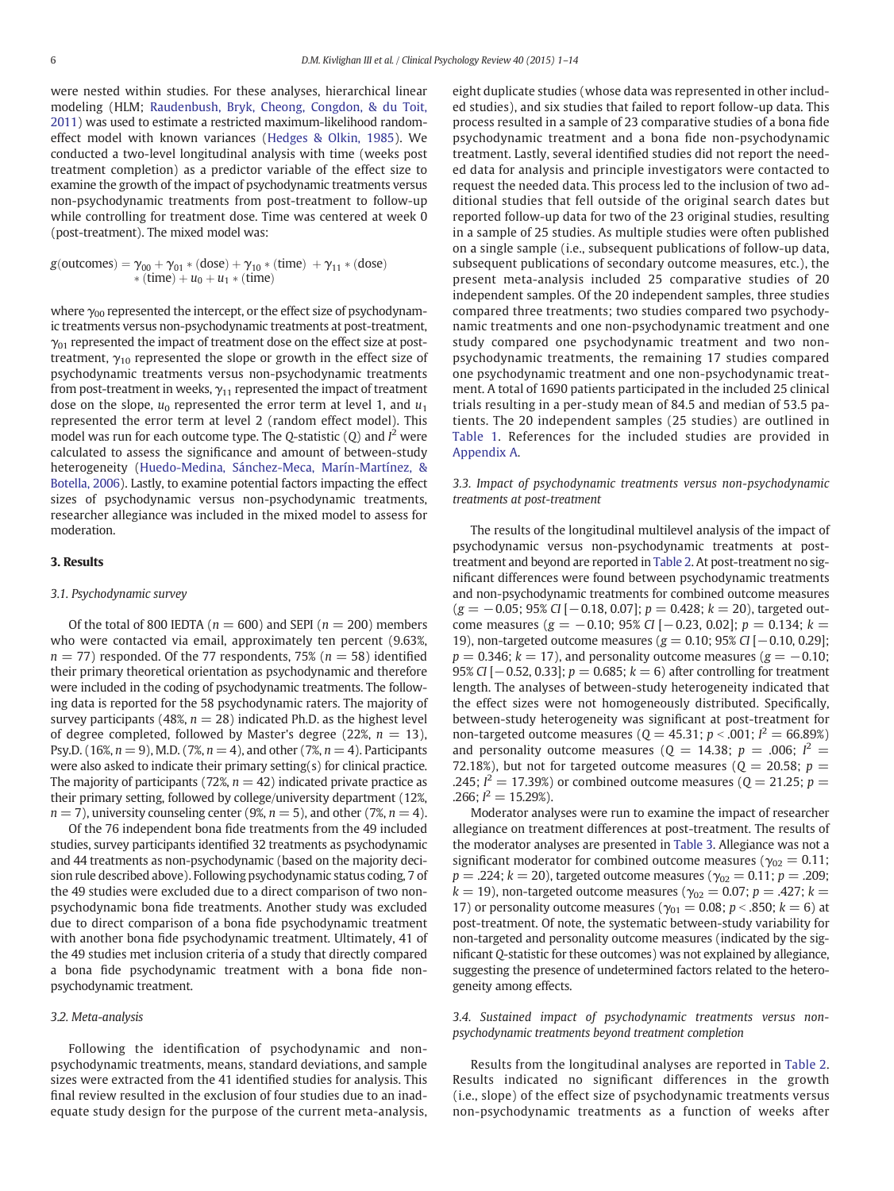were nested within studies. For these analyses, hierarchical linear modeling (HLM; Raudenbush, Bryk, Cheong, Congdon, & du Toit, 2011) was used to estimate a restricted maximum-likelihood random-effect model with known variances (Hedges & Olkin, 1985). We conducted a two-level longitudinal analysis with time (weeks post treatment completion) as a predictor variable of the effect size to examine the growth of the impact of psychodynamic treatments versus non-psychodynamic treatments from post-treatment to follow-up while controlling for treatment dose. Time was centered at week 0 (post-treatment). The mixed model was:

$$g(\text{outcomes}) = \gamma_{00} + \gamma_{01} * (\text{dose}) + \gamma_{10} * (\text{time}) + \gamma_{11} * (\text{dose}) * (\text{time}) + u_0 + u_1 * (\text{time})$$

where $\gamma_{00}$ represented the intercept, or the effect size of psychodynamic treatments versus non-psychodynamic treatments at post-treatment, $\gamma_{01}$ represented the impact of treatment dose on the effect size at post-treatment, $\gamma_{10}$ represented the slope or growth in the effect size of psychodynamic treatments versus non-psychodynamic treatments from post-treatment in weeks, $\gamma_{11}$ represented the impact of treatment dose on the slope, $u_0$ represented the error term at level 1, and $u_1$ represented the error term at level 2 (random effect model). This model was run for each outcome type. The *Q*-statistic (*Q*) and $I^2$ were calculated to assess the significance and amount of between-study heterogeneity (Huedo-Medina, Sánchez-Meca, Marín-Martínez, & Botella, 2006). Lastly, to examine potential factors impacting the effect sizes of psychodynamic versus non-psychodynamic treatments, researcher allegiance was included in the mixed model to assess for moderation.

## 3. Results

### 3.1. Psychodynamic survey

Of the total of 800 IEDTA ($n = 600$) and SEPI ($n = 200$) members who were contacted via email, approximately ten percent (9.63%, $n = 77$) responded. Of the 77 respondents, 75% ($n = 58$) identified their primary theoretical orientation as psychodynamic and therefore were included in the coding of psychodynamic treatments. The following data is reported for the 58 psychodynamic raters. The majority of survey participants (48%, $n = 28$) indicated Ph.D. as the highest level of degree completed, followed by Master's degree (22%, $n = 13$), Psy.D. (16%, $n = 9$), M.D. (7%, $n = 4$), and other (7%, $n = 4$). Participants were also asked to indicate their primary setting(s) for clinical practice. The majority of participants (72%, $n = 42$) indicated private practice as their primary setting, followed by college/university department (12%, $n = 7$), university counseling center (9%, $n = 5$), and other (7%, $n = 4$).

Of the 76 independent bona fide treatments from the 49 included studies, survey participants identified 32 treatments as psychodynamic and 44 treatments as non-psychodynamic (based on the majority decision rule described above). Following psychodynamic status coding, 7 of the 49 studies were excluded due to a direct comparison of two non-psychodynamic bona fide treatments. Another study was excluded due to direct comparison of a bona fide psychodynamic treatment with another bona fide psychodynamic treatment. Ultimately, 41 of the 49 studies met inclusion criteria of a study that directly compared a bona fide psychodynamic treatment with a bona fide non-psychodynamic treatment.

### 3.2. Meta-analysis

Following the identification of psychodynamic and non-psychodynamic treatments, means, standard deviations, and sample sizes were extracted from the 41 identified studies for analysis. This final review resulted in the exclusion of four studies due to an inadequate study design for the purpose of the current meta-analysis, eight duplicate studies (whose data was represented in other included studies), and six studies that failed to report follow-up data. This process resulted in a sample of 23 comparative studies of a bona fide psychodynamic treatment and a bona fide non-psychodynamic treatment. Lastly, several identified studies did not report the needed data for analysis and principle investigators were contacted to request the needed data. This process led to the inclusion of two additional studies that fell outside of the original search dates but reported follow-up data for two of the 23 original studies, resulting in a sample of 25 studies. As multiple studies were often published on a single sample (i.e., subsequent publications of follow-up data, subsequent publications of secondary outcome measures, etc.), the present meta-analysis included 25 comparative studies of 20 independent samples. Of the 20 independent samples, three studies compared three treatments; two studies compared two psychodynamic treatments and one non-psychodynamic treatment and one study compared one psychodynamic treatment and two non-psychodynamic treatments, the remaining 17 studies compared one psychodynamic treatment and one non-psychodynamic treatment. A total of 1690 patients participated in the included 25 clinical trials resulting in a per-study mean of 84.5 and median of 53.5 patients. The 20 independent samples (25 studies) are outlined in Table 1. References for the included studies are provided in Appendix A.

### 3.3. Impact of psychodynamic treatments versus non-psychodynamic treatments at post-treatment

The results of the longitudinal multilevel analysis of the impact of psychodynamic versus non-psychodynamic treatments at post-treatment and beyond are reported in Table 2. At post-treatment no significant differences were found between psychodynamic treatments and non-psychodynamic treatments for combined outcome measures ($g = -0.05$; 95% *CI* [$-0.18$, 0.07]; $p = 0.428$; $k = 20$), targeted outcome measures ($g = -0.10$; 95% *CI* [$-0.23$, 0.02]; $p = 0.134$; $k = 19$), non-targeted outcome measures ($g = 0.10$; 95% *CI* [$-0.10$, 0.29]; $p = 0.346$; $k = 17$), and personality outcome measures ($g = -0.10$; 95% *CI* [$-0.52$, 0.33]; $p = 0.685$; $k = 6$) after controlling for treatment length. The analyses of between-study heterogeneity indicated that the effect sizes were not homogeneously distributed. Specifically, between-study heterogeneity was significant at post-treatment for non-targeted outcome measures ($Q = 45.31$; $p < .001$; $I^2 = 66.89\%$) and personality outcome measures ($Q = 14.38$; $p = .006$; $I^2 = 72.18\%$), but not for targeted outcome measures ($Q = 20.58$; $p = .245$; $I^2 = 17.39\%$) or combined outcome measures ($Q = 21.25$; $p = .266$; $I^2 = 15.29\%$).

Moderator analyses were run to examine the impact of researcher allegiance on treatment differences at post-treatment. The results of the moderator analyses are presented in Table 3. Allegiance was not a significant moderator for combined outcome measures ($\gamma_{02} = 0.11$; $p = .224$; $k = 20$), targeted outcome measures ($\gamma_{02} = 0.11$; $p = .209$; $k = 19$), non-targeted outcome measures ($\gamma_{02} = 0.07$; $p = .427$; $k = 17$) or personality outcome measures ($\gamma_{01} = 0.08$; $p < .850$; $k = 6$) at post-treatment. Of note, the systematic between-study variability for non-targeted and personality outcome measures (indicated by the significant *Q*-statistic for these outcomes) was not explained by allegiance, suggesting the presence of undetermined factors related to the heterogeneity among effects.

### 3.4. Sustained impact of psychodynamic treatments versus non-psychodynamic treatments beyond treatment completion

Results from the longitudinal analyses are reported in Table 2. Results indicated no significant differences in the growth (i.e., slope) of the effect size of psychodynamic treatments versus non-psychodynamic treatments as a function of weeks after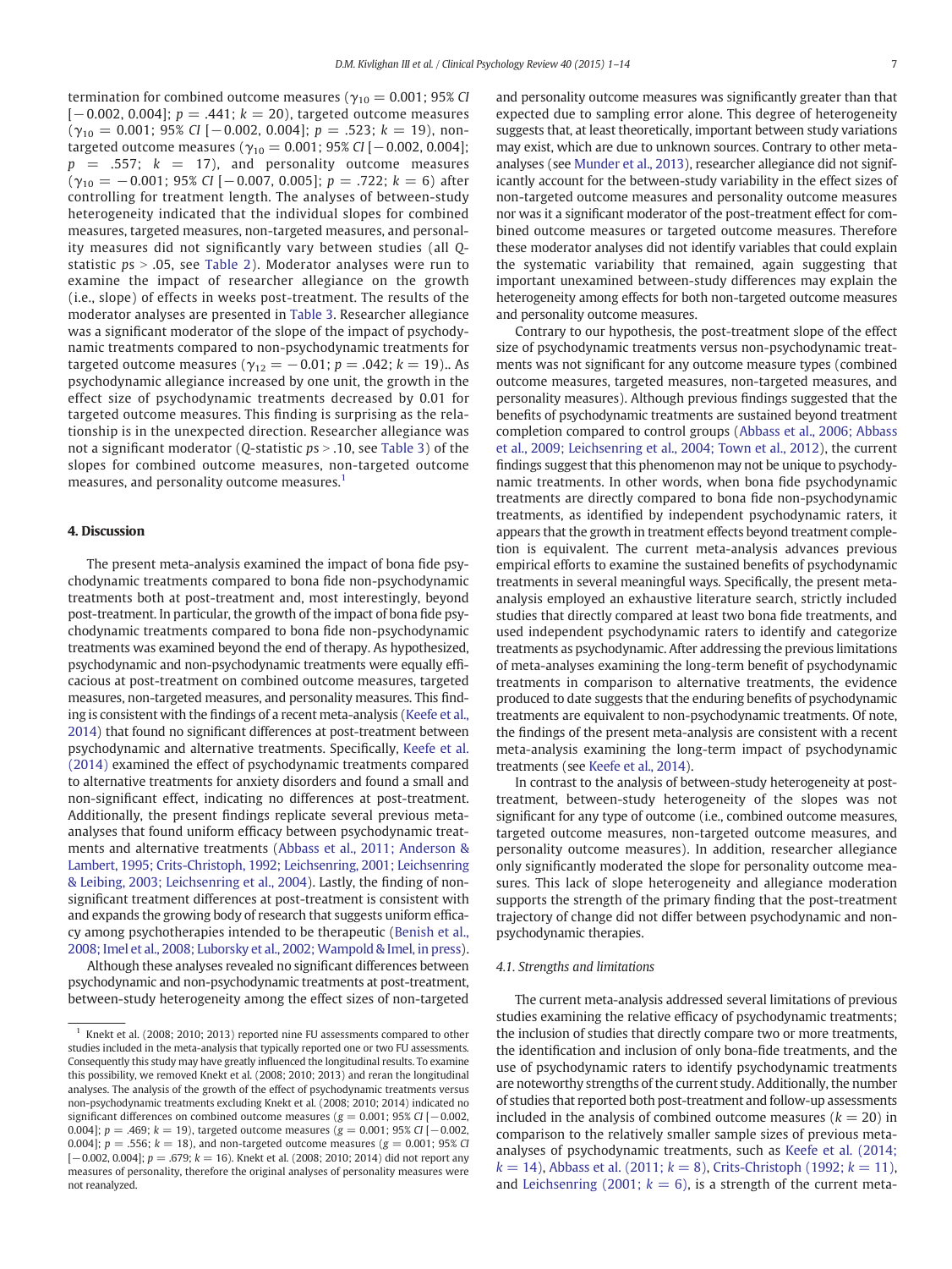termination for combined outcome measures ($\gamma_{10} = 0.001$; 95% *CI* [−0.002, 0.004]; $p = .441$; $k = 20$), targeted outcome measures ($\gamma_{10} = 0.001$; 95% *CI* [−0.002, 0.004]; $p = .523$; $k = 19$), non-targeted outcome measures ($\gamma_{10} = 0.001$; 95% *CI* [−0.002, 0.004]; $p = .557$; $k = 17$), and personality outcome measures ($\gamma_{10} = -0.001$; 95% *CI* [−0.007, 0.005]; $p = .722$; $k = 6$) after controlling for treatment length. The analyses of between-study heterogeneity indicated that the individual slopes for combined measures, targeted measures, non-targeted measures, and personality measures did not significantly vary between studies (all *Q*-statistic $ps > .05$, see Table 2). Moderator analyses were run to examine the impact of researcher allegiance on the growth (i.e., slope) of effects in weeks post-treatment. The results of the moderator analyses are presented in Table 3. Researcher allegiance was a significant moderator of the slope of the impact of psychodynamic treatments compared to non-psychodynamic treatments for targeted outcome measures ($\gamma_{12} = -0.01$; $p = .042$; $k = 19$).. As psychodynamic allegiance increased by one unit, the growth in the effect size of psychodynamic treatments decreased by 0.01 for targeted outcome measures. This finding is surprising as the relationship is in the unexpected direction. Researcher allegiance was not a significant moderator (*Q*-statistic $ps > .10$, see Table 3) of the slopes for combined outcome measures, non-targeted outcome measures, and personality outcome measures.[1]

## 4. Discussion

The present meta-analysis examined the impact of bona fide psychodynamic treatments compared to bona fide non-psychodynamic treatments both at post-treatment and, most interestingly, beyond post-treatment. In particular, the growth of the impact of bona fide psychodynamic treatments compared to bona fide non-psychodynamic treatments was examined beyond the end of therapy. As hypothesized, psychodynamic and non-psychodynamic treatments were equally efficacious at post-treatment on combined outcome measures, targeted measures, non-targeted measures, and personality measures. This finding is consistent with the findings of a recent meta-analysis (Keefe et al., 2014) that found no significant differences at post-treatment between psychodynamic and alternative treatments. Specifically, Keefe et al. (2014) examined the effect of psychodynamic treatments compared to alternative treatments for anxiety disorders and found a small and non-significant effect, indicating no differences at post-treatment. Additionally, the present findings replicate several previous meta-analyses that found uniform efficacy between psychodynamic treatments and alternative treatments (Abbass et al., 2011; Anderson & Lambert, 1995; Crits-Christoph, 1992; Leichsenring, 2001; Leichsenring & Leibing, 2003; Leichsenring et al., 2004). Lastly, the finding of non-significant treatment differences at post-treatment is consistent with and expands the growing body of research that suggests uniform efficacy among psychotherapies intended to be therapeutic (Benish et al., 2008; Imel et al., 2008; Luborsky et al., 2002; Wampold & Imel, in press).

Although these analyses revealed no significant differences between psychodynamic and non-psychodynamic treatments at post-treatment, between-study heterogeneity among the effect sizes of non-targeted and personality outcome measures was significantly greater than that expected due to sampling error alone. This degree of heterogeneity suggests that, at least theoretically, important between study variations may exist, which are due to unknown sources. Contrary to other meta-analyses (see Munder et al., 2013), researcher allegiance did not significantly account for the between-study variability in the effect sizes of non-targeted outcome measures and personality outcome measures nor was it a significant moderator of the post-treatment effect for combined outcome measures or targeted outcome measures. Therefore these moderator analyses did not identify variables that could explain the systematic variability that remained, again suggesting that important unexamined between-study differences may explain the heterogeneity among effects for both non-targeted outcome measures and personality outcome measures.

Contrary to our hypothesis, the post-treatment slope of the effect size of psychodynamic treatments versus non-psychodynamic treatments was not significant for any outcome measure types (combined outcome measures, targeted measures, non-targeted measures, and personality measures). Although previous findings suggested that the benefits of psychodynamic treatments are sustained beyond treatment completion compared to control groups (Abbass et al., 2006; Abbass et al., 2009; Leichsenring et al., 2004; Town et al., 2012), the current findings suggest that this phenomenon may not be unique to psychodynamic treatments. In other words, when bona fide psychodynamic treatments are directly compared to bona fide non-psychodynamic treatments, as identified by independent psychodynamic raters, it appears that the growth in treatment effects beyond treatment completion is equivalent. The current meta-analysis advances previous empirical efforts to examine the sustained benefits of psychodynamic treatments in several meaningful ways. Specifically, the present meta-analysis employed an exhaustive literature search, strictly included studies that directly compared at least two bona fide treatments, and used independent psychodynamic raters to identify and categorize treatments as psychodynamic. After addressing the previous limitations of meta-analyses examining the long-term benefit of psychodynamic treatments in comparison to alternative treatments, the evidence produced to date suggests that the enduring benefits of psychodynamic treatments are equivalent to non-psychodynamic treatments. Of note, the findings of the present meta-analysis are consistent with a recent meta-analysis examining the long-term impact of psychodynamic treatments (see Keefe et al., 2014).

In contrast to the analysis of between-study heterogeneity at post-treatment, between-study heterogeneity of the slopes was not significant for any type of outcome (i.e., combined outcome measures, targeted outcome measures, non-targeted outcome measures, and personality outcome measures). In addition, researcher allegiance only significantly moderated the slope for personality outcome measures. This lack of slope heterogeneity and allegiance moderation supports the strength of the primary finding that the post-treatment trajectory of change did not differ between psychodynamic and non-psychodynamic therapies.

### 4.1. Strengths and limitations

The current meta-analysis addressed several limitations of previous studies examining the relative efficacy of psychodynamic treatments; the inclusion of studies that directly compare two or more treatments, the identification and inclusion of only bona-fide treatments, and the use of psychodynamic raters to identify psychodynamic treatments are noteworthy strengths of the current study. Additionally, the number of studies that reported both post-treatment and follow-up assessments included in the analysis of combined outcome measures ($k = 20$) in comparison to the relatively smaller sample sizes of previous meta-analyses of psychodynamic treatments, such as Keefe et al. (2014; $k = 14$), Abbass et al. (2011; $k = 8$), Crits-Christoph (1992; $k = 11$), and Leichsenring (2001; $k = 6$), is a strength of the current meta-

---

[1] Knekt et al. (2008; 2010; 2013) reported nine FU assessments compared to other studies included in the meta-analysis that typically reported one or two FU assessments. Consequently this study may have greatly influenced the longitudinal results. To examine this possibility, we removed Knekt et al. (2008; 2010; 2013) and reran the longitudinal analyses. The analysis of the growth of the effect of psychodynamic treatments versus non-psychodynamic treatments excluding Knekt et al. (2008; 2010; 2014) indicated no significant differences on combined outcome measures ($g = 0.001$; 95% *CI* [−0.002, 0.004]; $p = .469$; $k = 19$), targeted outcome measures ($g = 0.001$; 95% *CI* [−0.002, 0.004]; $p = .556$; $k = 18$), and non-targeted outcome measures ($g = 0.001$; 95% *CI* [−0.002, 0.004]; $p = .679$; $k = 16$). Knekt et al. (2008; 2010; 2014) did not report any measures of personality, therefore the original analyses of personality measures were not reanalyzed.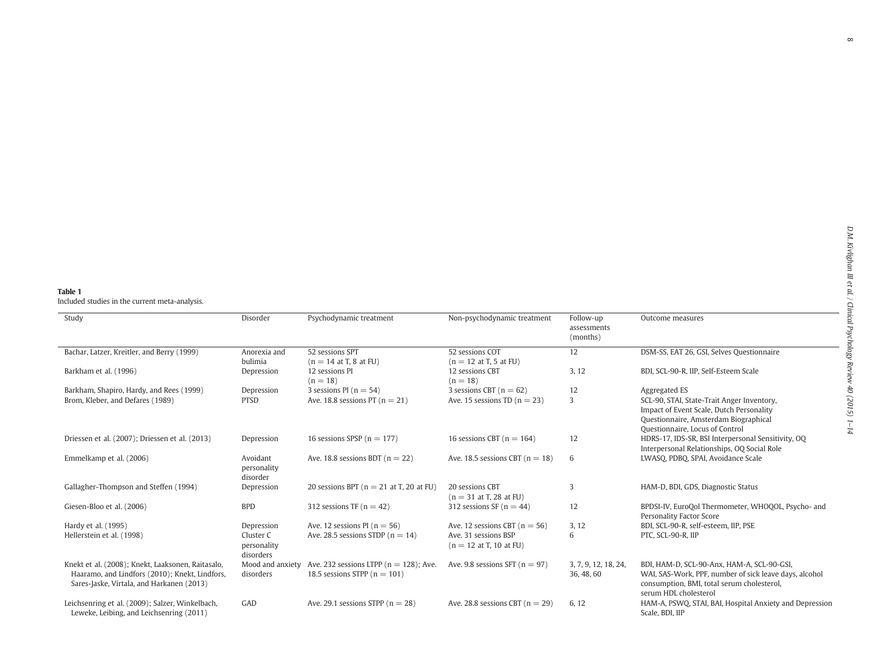**Table 1**
Included studies in the current meta-analysis.

| Study | Disorder | Psychodynamic treatment | Non-psychodynamic treatment | Follow-up assessments (months) | Outcome measures |
|---|---|---|---|---|---|
| Bachar, Latzer, Kreitler, and Berry (1999) | Anorexia and bulimia | 52 sessions SPT (n = 14 at T, 8 at FU) | 52 sessions COT (n = 12 at T, 5 at FU) | 12 | DSM-SS, EAT 26, GSI, Selves Questionnaire |
| Barkham et al. (1996) | Depression | 12 sessions PI (n = 18) | 12 sessions CBT (n = 18) | 3, 12 | BDI, SCL-90-R, IIP, Self-Esteem Scale |
| Barkham, Shapiro, Hardy, and Rees (1999) | Depression | 3 sessions PI (n = 54) | 3 sessions CBT (n = 62) | 12 | Aggregated ES |
| Brom, Kleber, and Defares (1989) | PTSD | Ave. 18.8 sessions PT (n = 21) | Ave. 15 sessions TD (n = 23) | 3 | SCL-90, STAI, State-Trait Anger Inventory, Impact of Event Scale, Dutch Personality Questionnaire, Amsterdam Biographical Questionnaire, Locus of Control |
| Driessen et al. (2007); Driessen et al. (2013) | Depression | 16 sessions SPSP (n = 177) | 16 sessions CBT (n = 164) | 12 | HDRS-17, IDS-SR, BSI Interpersonal Sensitivity, OQ Interpersonal Relationships, OQ Social Role |
| Emmelkamp et al. (2006) | Avoidant personality disorder | Ave. 18.8 sessions BDT (n = 22) | Ave. 18.5 sessions CBT (n = 18) | 6 | LWASQ, PDBQ, SPAI, Avoidance Scale |
| Gallagher-Thompson and Steffen (1994) | Depression | 20 sessions BPT (n = 21 at T, 20 at FU) | 20 sessions CBT (n = 31 at T, 28 at FU) | 3 | HAM-D, BDI, GDS, Diagnostic Status |
| Giesen-Bloo et al. (2006) | BPD | 312 sessions TF (n = 42) | 312 sessions SF (n = 44) | 12 | BPDSI-IV, EuroQol Thermometer, WHOQOL, Psycho- and Personality Factor Score |
| Hardy et al. (1995) | Depression | Ave. 12 sessions PI (n = 56) | Ave. 12 sessions CBT (n = 56) | 3, 12 | BDI, SCL-90-R, self-esteem, IIP, PSE |
| Hellerstein et al. (1998) | Cluster C personality disorders | Ave. 28.5 sessions STDP (n = 14) | Ave. 31 sessions BSP (n = 12 at T, 10 at FU) | 6 | PTC, SCL-90-R, IIP |
| Knekt et al. (2008); Knekt, Laaksonen, Raitasalo, Haaramo, and Lindfors (2010); Knekt, Lindfors, Sares-Jaske, Virtala, and Harkanen (2013) | Mood and anxiety disorders | Ave. 232 sessions LTPP (n = 128); Ave. 18.5 sessions STPP (n = 101) | Ave. 9.8 sessions SFT (n = 97) | 3, 7, 9, 12, 18, 24, 36, 48, 60 | BDI, HAM-D, SCL-90-Anx, HAM-A, SCL-90-GSI, WAI, SAS-Work, PPF, number of sick leave days, alcohol consumption, BMI, total serum cholesterol, serum HDL cholesterol |
| Leichsenring et al. (2009); Salzer, Winkelbach, Leweke, Leibing, and Leichsenring (2011) | GAD | Ave. 29.1 sessions STPP (n = 28) | Ave. 28.8 sessions CBT (n = 29) | 6, 12 | HAM-A, PSWQ, STAI, BAI, Hospital Anxiety and Depression Scale, BDI, IIP |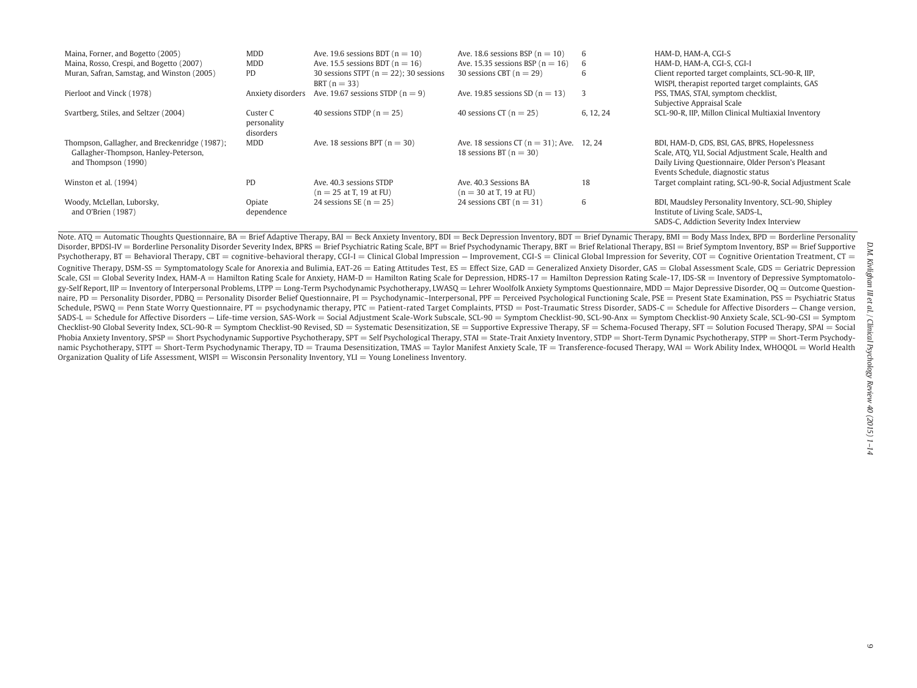| | | | | | |
|---|---|---|---|---|---|
| Maina, Forner, and Bogetto (2005) | MDD | Ave. 19.6 sessions BDT (n = 10) | Ave. 18.6 sessions BSP (n = 10) | 6 | HAM-D, HAM-A, CGI-S |
| Maina, Rosso, Crespi, and Bogetto (2007) | MDD | Ave. 15.5 sessions BDT (n = 16) | Ave. 15.35 sessions BSP (n = 16) | 6 | HAM-D, HAM-A, CGI-S, CGI-I |
| Muran, Safran, Samstag, and Winston (2005) | PD | 30 sessions STPT (n = 22); 30 sessions BRT (n = 33) | 30 sessions CBT (n = 29) | 6 | Client reported target complaints, SCL-90-R, IIP, WISPI, therapist reported target complaints, GAS |
| Pierloot and Vinck (1978) | Anxiety disorders | Ave. 19.67 sessions STDP (n = 9) | Ave. 19.85 sessions SD (n = 13) | 3 | PSS, TMAS, STAI, symptom checklist, Subjective Appraisal Scale |
| Svartberg, Stiles, and Seltzer (2004) | Custer C personality disorders | 40 sessions STDP (n = 25) | 40 sessions CT (n = 25) | 6, 12, 24 | SCL-90-R, IIP, Millon Clinical Multiaxial Inventory |
| Thompson, Gallagher, and Breckenridge (1987); Gallagher-Thompson, Hanley-Peterson, and Thompson (1990) | MDD | Ave. 18 sessions BPT (n = 30) | Ave. 18 sessions CT (n = 31); Ave. 18 sessions BT (n = 30) | 12, 24 | BDI, HAM-D, GDS, BSI, GAS, BPRS, Hopelessness Scale, ATQ, YLI, Social Adjustment Scale, Health and Daily Living Questionnaire, Older Person's Pleasant Events Schedule, diagnostic status |
| Winston et al. (1994) | PD | Ave. 40.3 sessions STDP (n = 25 at T, 19 at FU) | Ave. 40.3 Sessions BA (n = 30 at T, 19 at FU) | 18 | Target complaint rating, SCL-90-R, Social Adjustment Scale |
| Woody, McLellan, Luborsky, and O'Brien (1987) | Opiate dependence | 24 sessions SE (n = 25) | 24 sessions CBT (n = 31) | 6 | BDI, Maudsley Personality Inventory, SCL-90, Shipley Institute of Living Scale, SADS-L, SADS-C, Addiction Severity Index Interview |

Note. ATQ = Automatic Thoughts Questionnaire, BA = Brief Adaptive Therapy, BAI = Beck Anxiety Inventory, BDI = Beck Depression Inventory, BDT = Brief Dynamic Therapy, BMI = Body Mass Index, BPD = Borderline Personality Disorder, BPDSI-IV = Borderline Personality Disorder Severity Index, BPRS = Brief Psychiatric Rating Scale, BPT = Brief Psychodynamic Therapy, BRT = Brief Relational Therapy, BSI = Brief Symptom Inventory, BSP = Brief Supportive Psychotherapy, BT = Behavioral Therapy, CBT = cognitive-behavioral therapy, CGI-I = Clinical Global Impression – Improvement, CGI-S = Clinical Global Impression for Severity, COT = Cognitive Orientation Treatment, CT = Cognitive Therapy, DSM-SS = Symptomatology Scale for Anorexia and Bulimia, EAT-26 = Eating Attitudes Test, ES = Effect Size, GAD = Generalized Anxiety Disorder, GAS = Global Assessment Scale, GDS = Geriatric Depression Scale, GSI = Global Severity Index, HAM-A = Hamilton Rating Scale for Anxiety, HAM-D = Hamilton Rating Scale for Depression, HDRS-17 = Hamilton Depression Rating Scale-17, IDS-SR = Inventory of Depressive Symptomatology-Self Report, IIP = Inventory of Interpersonal Problems, LTPP = Long-Term Psychodynamic Psychotherapy, LWASQ = Lehrer Woolfolk Anxiety Symptoms Questionnaire, MDD = Major Depressive Disorder, OQ = Outcome Questionnaire, PD = Personality Disorder, PDBQ = Personality Disorder Belief Questionnaire, PI = Psychodynamic–Interpersonal, PPF = Perceived Psychological Functioning Scale, PSE = Present State Examination, PSS = Psychiatric Status Schedule, PSWQ = Penn State Worry Questionnaire, PT = psychodynamic therapy, PTC = Patient-rated Target Complaints, PTSD = Post-Traumatic Stress Disorder, SADS-C = Schedule for Affective Disorders – Change version, SADS-L = Schedule for Affective Disorders – Life-time version, SAS-Work = Social Adjustment Scale-Work Subscale, SCL-90 = Symptom Checklist-90, SCL-90-Anx = Symptom Checklist-90 Anxiety Scale, SCL-90-GSI = Symptom Checklist-90 Global Severity Index, SCL-90-R = Symptom Checklist-90 Revised, SD = Systematic Desensitization, SE = Supportive Expressive Therapy, SF = Schema-Focused Therapy, SFT = Solution Focused Therapy, SPAI = Social Phobia Anxiety Inventory, SPSP = Short Psychodynamic Supportive Psychotherapy, SPT = Self Psychological Therapy, STAI = State-Trait Anxiety Inventory, STDP = Short-Term Dynamic Psychotherapy, STPP = Short-Term Psychodynamic Psychotherapy, STPT = Short-Term Psychodynamic Therapy, TD = Trauma Desensitization, TMAS = Taylor Manifest Anxiety Scale, TF = Transference-focused Therapy, WAI = Work Ability Index, WHOQOL = World Health Organization Quality of Life Assessment, WISPI = Wisconsin Personality Inventory, YLI = Young Loneliness Inventory.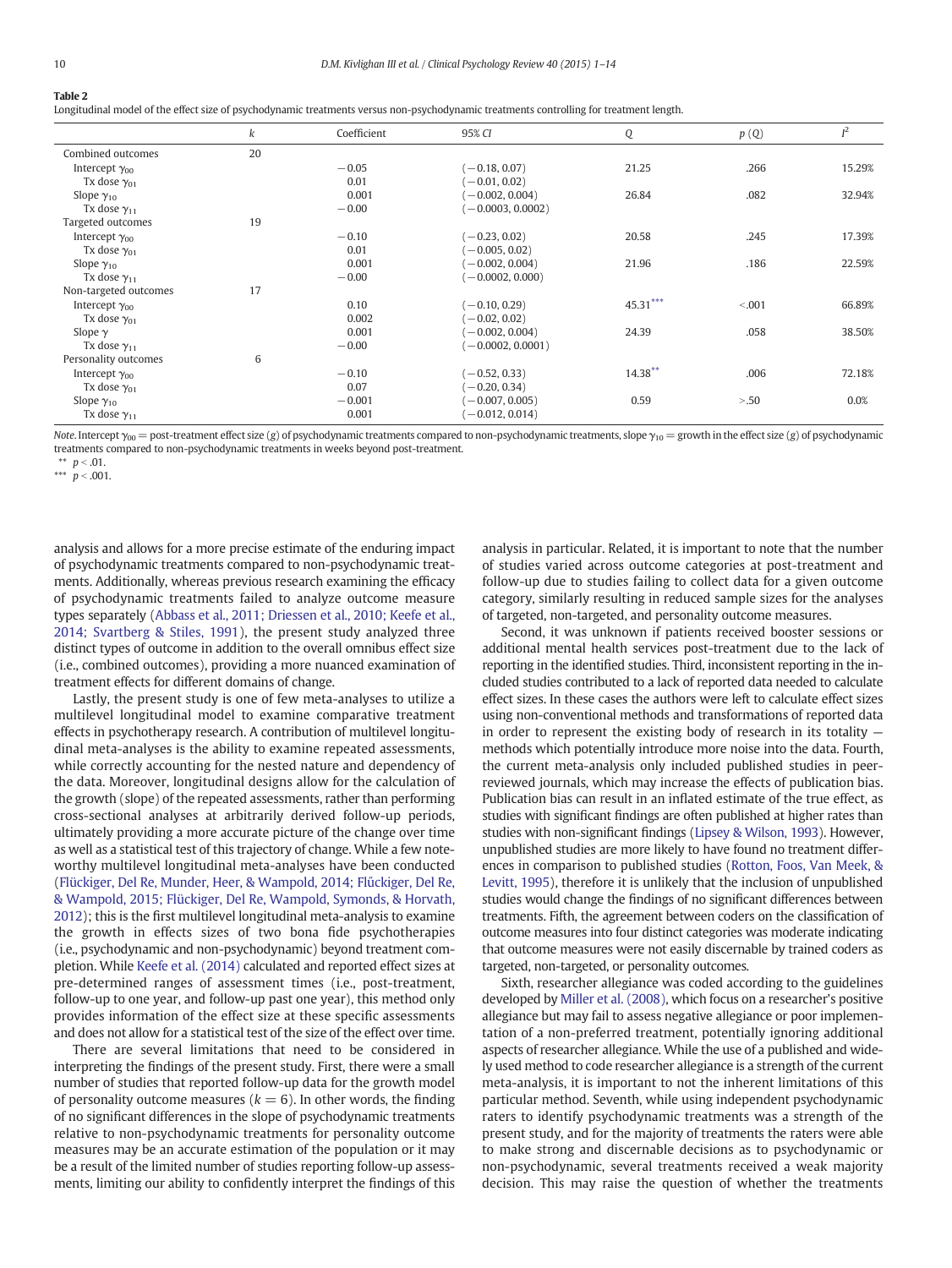**Table 2**
Longitudinal model of the effect size of psychodynamic treatments versus non-psychodynamic treatments controlling for treatment length.

| | $k$ | Coefficient | 95% *CI* | $Q$ | $p$ ($Q$) | $I^2$ |
|---|---|---|---|---|---|---|
| Combined outcomes | 20 | | | | | |
| Intercept $\gamma_{00}$ | | −0.05 | (−0.18, 0.07) | 21.25 | .266 | 15.29% |
| Tx dose $\gamma_{01}$ | | 0.01 | (−0.01, 0.02) | | | |
| Slope $\gamma_{10}$ | | 0.001 | (−0.002, 0.004) | 26.84 | .082 | 32.94% |
| Tx dose $\gamma_{11}$ | | −0.00 | (−0.0003, 0.0002) | | | |
| Targeted outcomes | 19 | | | | | |
| Intercept $\gamma_{00}$ | | −0.10 | (−0.23, 0.02) | 20.58 | .245 | 17.39% |
| Tx dose $\gamma_{01}$ | | 0.01 | (−0.005, 0.02) | | | |
| Slope $\gamma_{10}$ | | 0.001 | (−0.002, 0.004) | 21.96 | .186 | 22.59% |
| Tx dose $\gamma_{11}$ | | −0.00 | (−0.0002, 0.000) | | | |
| Non-targeted outcomes | 17 | | | | | |
| Intercept $\gamma_{00}$ | | 0.10 | (−0.10, 0.29) | 45.31*** | <.001 | 66.89% |
| Tx dose $\gamma_{01}$ | | 0.002 | (−0.02, 0.02) | | | |
| Slope $\gamma$ | | 0.001 | (−0.002, 0.004) | 24.39 | .058 | 38.50% |
| Tx dose $\gamma_{11}$ | | −0.00 | (−0.0002, 0.0001) | | | |
| Personality outcomes | 6 | | | | | |
| Intercept $\gamma_{00}$ | | −0.10 | (−0.52, 0.33) | 14.38** | .006 | 72.18% |
| Tx dose $\gamma_{01}$ | | 0.07 | (−0.20, 0.34) | | | |
| Slope $\gamma_{10}$ | | −0.001 | (−0.007, 0.005) | 0.59 | >.50 | 0.0% |
| Tx dose $\gamma_{11}$ | | 0.001 | (−0.012, 0.014) | | | |

*Note.* Intercept $\gamma_{00}$ = post-treatment effect size ($g$) of psychodynamic treatments compared to non-psychodynamic treatments, slope $\gamma_{10}$ = growth in the effect size ($g$) of psychodynamic treatments compared to non-psychodynamic treatments in weeks beyond post-treatment.

** $p < .01$.

*** $p < .001$.

analysis and allows for a more precise estimate of the enduring impact of psychodynamic treatments compared to non-psychodynamic treatments. Additionally, whereas previous research examining the efficacy of psychodynamic treatments failed to analyze outcome measure types separately (Abbass et al., 2011; Driessen et al., 2010; Keefe et al., 2014; Svartberg & Stiles, 1991), the present study analyzed three distinct types of outcome in addition to the overall omnibus effect size (i.e., combined outcomes), providing a more nuanced examination of treatment effects for different domains of change.

Lastly, the present study is one of few meta-analyses to utilize a multilevel longitudinal model to examine comparative treatment effects in psychotherapy research. A contribution of multilevel longitudinal meta-analyses is the ability to examine repeated assessments, while correctly accounting for the nested nature and dependency of the data. Moreover, longitudinal designs allow for the calculation of the growth (slope) of the repeated assessments, rather than performing cross-sectional analyses at arbitrarily derived follow-up periods, ultimately providing a more accurate picture of the change over time as well as a statistical test of this trajectory of change. While a few noteworthy multilevel longitudinal meta-analyses have been conducted (Flückiger, Del Re, Munder, Heer, & Wampold, 2014; Flückiger, Del Re, & Wampold, 2015; Flückiger, Del Re, Wampold, Symonds, & Horvath, 2012); this is the first multilevel longitudinal meta-analysis to examine the growth in effects sizes of two bona fide psychotherapies (i.e., psychodynamic and non-psychodynamic) beyond treatment completion. While Keefe et al. (2014) calculated and reported effect sizes at pre-determined ranges of assessment times (i.e., post-treatment, follow-up to one year, and follow-up past one year), this method only provides information of the effect size at these specific assessments and does not allow for a statistical test of the size of the effect over time.

There are several limitations that need to be considered in interpreting the findings of the present study. First, there were a small number of studies that reported follow-up data for the growth model of personality outcome measures ($k = 6$). In other words, the finding of no significant differences in the slope of psychodynamic treatments relative to non-psychodynamic treatments for personality outcome measures may be an accurate estimation of the population or it may be a result of the limited number of studies reporting follow-up assessments, limiting our ability to confidently interpret the findings of this analysis in particular. Related, it is important to note that the number of studies varied across outcome categories at post-treatment and follow-up due to studies failing to collect data for a given outcome category, similarly resulting in reduced sample sizes for the analyses of targeted, non-targeted, and personality outcome measures.

Second, it was unknown if patients received booster sessions or additional mental health services post-treatment due to the lack of reporting in the identified studies. Third, inconsistent reporting in the included studies contributed to a lack of reported data needed to calculate effect sizes. In these cases the authors were left to calculate effect sizes using non-conventional methods and transformations of reported data in order to represent the existing body of research in its totality — methods which potentially introduce more noise into the data. Fourth, the current meta-analysis only included published studies in peer-reviewed journals, which may increase the effects of publication bias. Publication bias can result in an inflated estimate of the true effect, as studies with significant findings are often published at higher rates than studies with non-significant findings (Lipsey & Wilson, 1993). However, unpublished studies are more likely to have found no treatment differences in comparison to published studies (Rotton, Foos, Van Meek, & Levitt, 1995), therefore it is unlikely that the inclusion of unpublished studies would change the findings of no significant differences between treatments. Fifth, the agreement between coders on the classification of outcome measures into four distinct categories was moderate indicating that outcome measures were not easily discernable by trained coders as targeted, non-targeted, or personality outcomes.

Sixth, researcher allegiance was coded according to the guidelines developed by Miller et al. (2008), which focus on a researcher's positive allegiance but may fail to assess negative allegiance or poor implementation of a non-preferred treatment, potentially ignoring additional aspects of researcher allegiance. While the use of a published and widely used method to code researcher allegiance is a strength of the current meta-analysis, it is important to not the inherent limitations of this particular method. Seventh, while using independent psychodynamic raters to identify psychodynamic treatments was a strength of the present study, and for the majority of treatments the raters were able to make strong and discernable decisions as to psychodynamic or non-psychodynamic, several treatments received a weak majority decision. This may raise the question of whether the treatments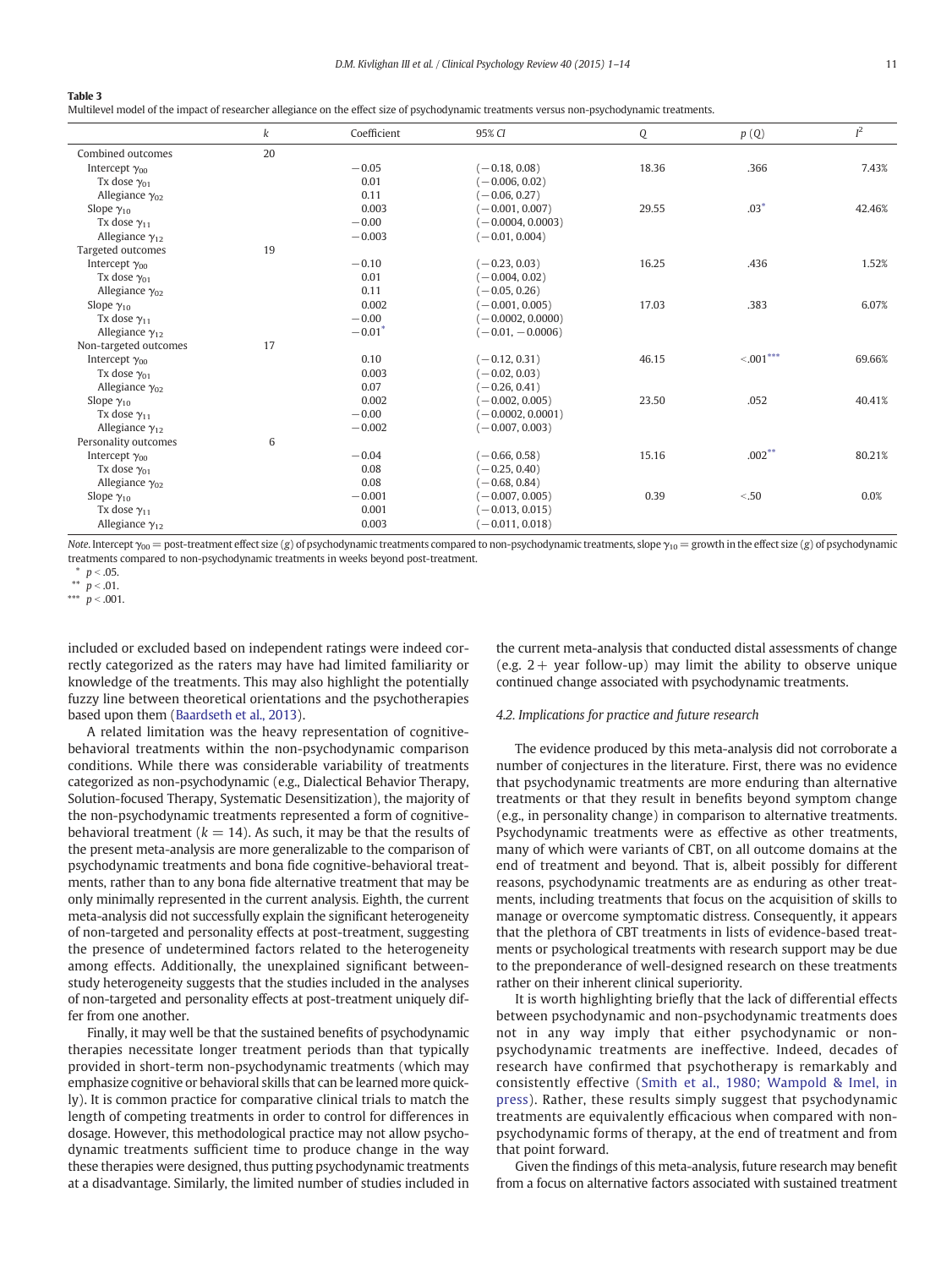**Table 3**
Multilevel model of the impact of researcher allegiance on the effect size of psychodynamic treatments versus non-psychodynamic treatments.

| | $k$ | Coefficient | 95% CI | $Q$ | $p$ ($Q$) | $I^2$ |
|---|---|---|---|---|---|---|
| Combined outcomes | 20 | | | | | |
| Intercept $\gamma_{00}$ | | −0.05 | (−0.18, 0.08) | 18.36 | .366 | 7.43% |
| Tx dose $\gamma_{01}$ | | 0.01 | (−0.006, 0.02) | | | |
| Allegiance $\gamma_{02}$ | | 0.11 | (−0.06, 0.27) | | | |
| Slope $\gamma_{10}$ | | 0.003 | (−0.001, 0.007) | 29.55 | .03* | 42.46% |
| Tx dose $\gamma_{11}$ | | −0.00 | (−0.0004, 0.0003) | | | |
| Allegiance $\gamma_{12}$ | | −0.003 | (−0.01, 0.004) | | | |
| Targeted outcomes | 19 | | | | | |
| Intercept $\gamma_{00}$ | | −0.10 | (−0.23, 0.03) | 16.25 | .436 | 1.52% |
| Tx dose $\gamma_{01}$ | | 0.01 | (−0.004, 0.02) | | | |
| Allegiance $\gamma_{02}$ | | 0.11 | (−0.05, 0.26) | | | |
| Slope $\gamma_{10}$ | | 0.002 | (−0.001, 0.005) | 17.03 | .383 | 6.07% |
| Tx dose $\gamma_{11}$ | | −0.00 | (−0.0002, 0.0000) | | | |
| Allegiance $\gamma_{12}$ | | −0.01* | (−0.01, −0.0006) | | | |
| Non-targeted outcomes | 17 | | | | | |
| Intercept $\gamma_{00}$ | | 0.10 | (−0.12, 0.31) | 46.15 | <.001*** | 69.66% |
| Tx dose $\gamma_{01}$ | | 0.003 | (−0.02, 0.03) | | | |
| Allegiance $\gamma_{02}$ | | 0.07 | (−0.26, 0.41) | | | |
| Slope $\gamma_{10}$ | | 0.002 | (−0.002, 0.005) | 23.50 | .052 | 40.41% |
| Tx dose $\gamma_{11}$ | | −0.00 | (−0.0002, 0.0001) | | | |
| Allegiance $\gamma_{12}$ | | −0.002 | (−0.007, 0.003) | | | |
| Personality outcomes | 6 | | | | | |
| Intercept $\gamma_{00}$ | | −0.04 | (−0.66, 0.58) | 15.16 | .002** | 80.21% |
| Tx dose $\gamma_{01}$ | | 0.08 | (−0.25, 0.40) | | | |
| Allegiance $\gamma_{02}$ | | 0.08 | (−0.68, 0.84) | | | |
| Slope $\gamma_{10}$ | | −0.001 | (−0.007, 0.005) | 0.39 | <.50 | 0.0% |
| Tx dose $\gamma_{11}$ | | 0.001 | (−0.013, 0.015) | | | |
| Allegiance $\gamma_{12}$ | | 0.003 | (−0.011, 0.018) | | | |

*Note*. Intercept $\gamma_{00}$ = post-treatment effect size ($g$) of psychodynamic treatments compared to non-psychodynamic treatments, slope $\gamma_{10}$ = growth in the effect size ($g$) of psychodynamic treatments compared to non-psychodynamic treatments in weeks beyond post-treatment.

\* $p < .05$.
\*\* $p < .01$.
\*\*\* $p < .001$.

included or excluded based on independent ratings were indeed correctly categorized as the raters may have had limited familiarity or knowledge of the treatments. This may also highlight the potentially fuzzy line between theoretical orientations and the psychotherapies based upon them (Baardseth et al., 2013).

A related limitation was the heavy representation of cognitive-behavioral treatments within the non-psychodynamic comparison conditions. While there was considerable variability of treatments categorized as non-psychodynamic (e.g., Dialectical Behavior Therapy, Solution-focused Therapy, Systematic Desensitization), the majority of the non-psychodynamic treatments represented a form of cognitive-behavioral treatment ($k = 14$). As such, it may be that the results of the present meta-analysis are more generalizable to the comparison of psychodynamic treatments and bona fide cognitive-behavioral treatments, rather than to any bona fide alternative treatment that may be only minimally represented in the current analysis. Eighth, the current meta-analysis did not successfully explain the significant heterogeneity of non-targeted and personality effects at post-treatment, suggesting the presence of undetermined factors related to the heterogeneity among effects. Additionally, the unexplained significant between-study heterogeneity suggests that the studies included in the analyses of non-targeted and personality effects at post-treatment uniquely differ from one another.

Finally, it may well be that the sustained benefits of psychodynamic therapies necessitate longer treatment periods than that typically provided in short-term non-psychodynamic treatments (which may emphasize cognitive or behavioral skills that can be learned more quickly). It is common practice for comparative clinical trials to match the length of competing treatments in order to control for differences in dosage. However, this methodological practice may not allow psychodynamic treatments sufficient time to produce change in the way these therapies were designed, thus putting psychodynamic treatments at a disadvantage. Similarly, the limited number of studies included in the current meta-analysis that conducted distal assessments of change (e.g. 2+ year follow-up) may limit the ability to observe unique continued change associated with psychodynamic treatments.

### 4.2. Implications for practice and future research

The evidence produced by this meta-analysis did not corroborate a number of conjectures in the literature. First, there was no evidence that psychodynamic treatments are more enduring than alternative treatments or that they result in benefits beyond symptom change (e.g., in personality change) in comparison to alternative treatments. Psychodynamic treatments were as effective as other treatments, many of which were variants of CBT, on all outcome domains at the end of treatment and beyond. That is, albeit possibly for different reasons, psychodynamic treatments are as enduring as other treatments, including treatments that focus on the acquisition of skills to manage or overcome symptomatic distress. Consequently, it appears that the plethora of CBT treatments in lists of evidence-based treatments or psychological treatments with research support may be due to the preponderance of well-designed research on these treatments rather on their inherent clinical superiority.

It is worth highlighting briefly that the lack of differential effects between psychodynamic and non-psychodynamic treatments does not in any way imply that either psychodynamic or non-psychodynamic treatments are ineffective. Indeed, decades of research have confirmed that psychotherapy is remarkably and consistently effective (Smith et al., 1980; Wampold & Imel, in press). Rather, these results simply suggest that psychodynamic treatments are equivalently efficacious when compared with non-psychodynamic forms of therapy, at the end of treatment and from that point forward.

Given the findings of this meta-analysis, future research may benefit from a focus on alternative factors associated with sustained treatment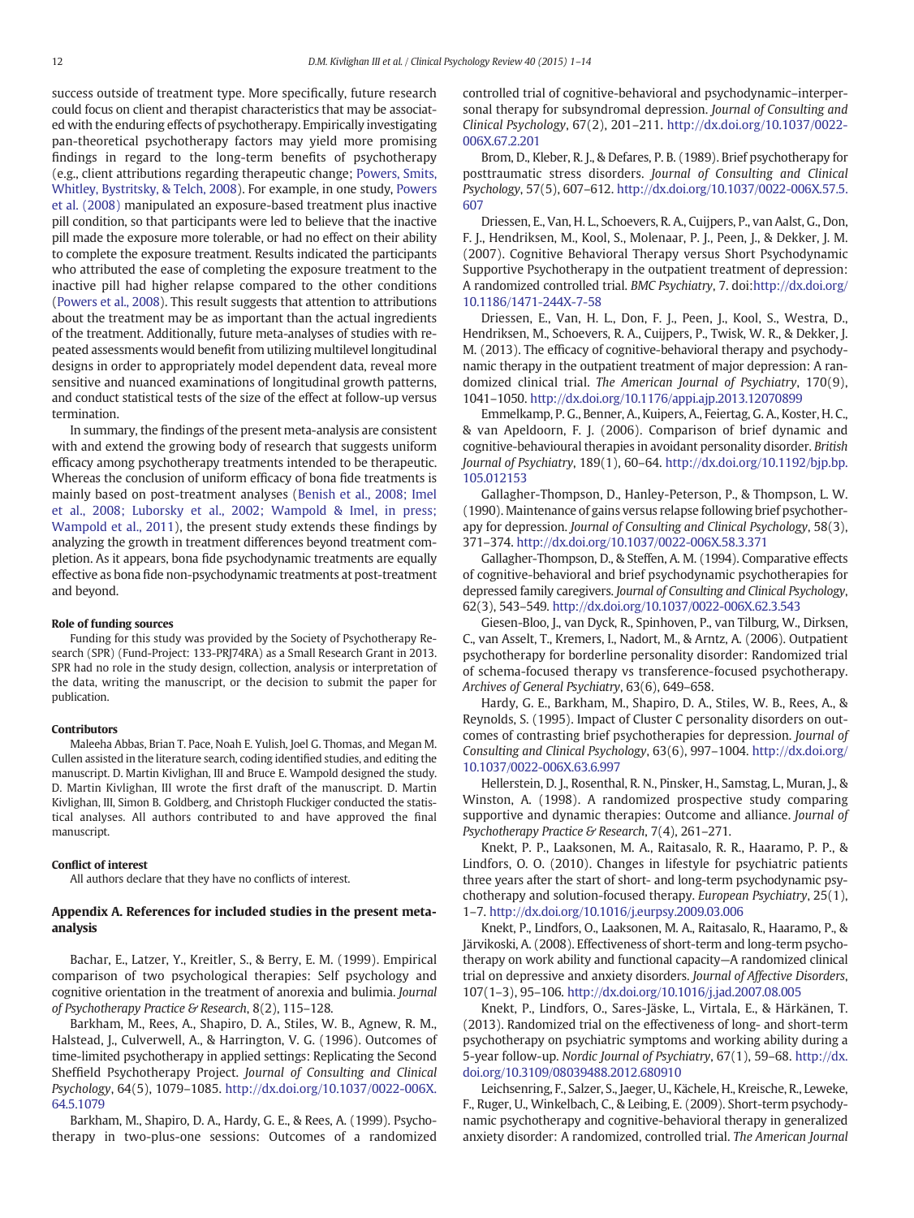success outside of treatment type. More specifically, future research could focus on client and therapist characteristics that may be associated with the enduring effects of psychotherapy. Empirically investigating pan-theoretical psychotherapy factors may yield more promising findings in regard to the long-term benefits of psychotherapy (e.g., client attributions regarding therapeutic change; Powers, Smits, Whitley, Bystritsky, & Telch, 2008). For example, in one study, Powers et al. (2008) manipulated an exposure-based treatment plus inactive pill condition, so that participants were led to believe that the inactive pill made the exposure more tolerable, or had no effect on their ability to complete the exposure treatment. Results indicated the participants who attributed the ease of completing the exposure treatment to the inactive pill had higher relapse compared to the other conditions (Powers et al., 2008). This result suggests that attention to attributions about the treatment may be as important than the actual ingredients of the treatment. Additionally, future meta-analyses of studies with repeated assessments would benefit from utilizing multilevel longitudinal designs in order to appropriately model dependent data, reveal more sensitive and nuanced examinations of longitudinal growth patterns, and conduct statistical tests of the size of the effect at follow-up versus termination.

In summary, the findings of the present meta-analysis are consistent with and extend the growing body of research that suggests uniform efficacy among psychotherapy treatments intended to be therapeutic. Whereas the conclusion of uniform efficacy of bona fide treatments is mainly based on post-treatment analyses (Benish et al., 2008; Imel et al., 2008; Luborsky et al., 2002; Wampold & Imel, in press; Wampold et al., 2011), the present study extends these findings by analyzing the growth in treatment differences beyond treatment completion. As it appears, bona fide psychodynamic treatments are equally effective as bona fide non-psychodynamic treatments at post-treatment and beyond.

#### Role of funding sources

Funding for this study was provided by the Society of Psychotherapy Research (SPR) (Fund-Project: 133-PRJ74RA) as a Small Research Grant in 2013. SPR had no role in the study design, collection, analysis or interpretation of the data, writing the manuscript, or the decision to submit the paper for publication.

#### Contributors

Maleeha Abbas, Brian T. Pace, Noah E. Yulish, Joel G. Thomas, and Megan M. Cullen assisted in the literature search, coding identified studies, and editing the manuscript. D. Martin Kivlighan, III and Bruce E. Wampold designed the study. D. Martin Kivlighan, III wrote the first draft of the manuscript. D. Martin Kivlighan, III, Simon B. Goldberg, and Christoph Flückiger conducted the statistical analyses. All authors contributed to and have approved the final manuscript.

#### Conflict of interest

All authors declare that they have no conflicts of interest.

### Appendix A. References for included studies in the present meta-analysis

Bachar, E., Latzer, Y., Kreitler, S., & Berry, E. M. (1999). Empirical comparison of two psychological therapies: Self psychology and cognitive orientation in the treatment of anorexia and bulimia. *Journal of Psychotherapy Practice & Research*, 8(2), 115–128.

Barkham, M., Rees, A., Shapiro, D. A., Stiles, W. B., Agnew, R. M., Halstead, J., Culverwell, A., & Harrington, V. G. (1996). Outcomes of time-limited psychotherapy in applied settings: Replicating the Second Sheffield Psychotherapy Project. *Journal of Consulting and Clinical Psychology*, 64(5), 1079–1085. http://dx.doi.org/10.1037/0022-006X.64.5.1079

Barkham, M., Shapiro, D. A., Hardy, G. E., & Rees, A. (1999). Psychotherapy in two-plus-one sessions: Outcomes of a randomized controlled trial of cognitive-behavioral and psychodynamic–interpersonal therapy for subsyndromal depression. *Journal of Consulting and Clinical Psychology*, 67(2), 201–211. http://dx.doi.org/10.1037/0022-006X.67.2.201

Brom, D., Kleber, R. J., & Defares, P. B. (1989). Brief psychotherapy for posttraumatic stress disorders. *Journal of Consulting and Clinical Psychology*, 57(5), 607–612. http://dx.doi.org/10.1037/0022-006X.57.5.607

Driessen, E., Van, H. L., Schoevers, R. A., Cuijpers, P., van Aalst, G., Don, F. J., Hendriksen, M., Kool, S., Molenaar, P. J., Peen, J., & Dekker, J. M. (2007). Cognitive Behavioral Therapy versus Short Psychodynamic Supportive Psychotherapy in the outpatient treatment of depression: A randomized controlled trial. *BMC Psychiatry*, 7. doi:http://dx.doi.org/10.1186/1471-244X-7-58

Driessen, E., Van, H. L., Don, F. J., Peen, J., Kool, S., Westra, D., Hendriksen, M., Schoevers, R. A., Cuijpers, P., Twisk, W. R., & Dekker, J. M. (2013). The efficacy of cognitive-behavioral therapy and psychodynamic therapy in the outpatient treatment of major depression: A randomized clinical trial. *The American Journal of Psychiatry*, 170(9), 1041–1050. http://dx.doi.org/10.1176/appi.ajp.2013.12070899

Emmelkamp, P. G., Benner, A., Kuipers, A., Feiertag, G. A., Koster, H. C., & van Apeldoorn, F. J. (2006). Comparison of brief dynamic and cognitive-behavioural therapies in avoidant personality disorder. *British Journal of Psychiatry*, 189(1), 60–64. http://dx.doi.org/10.1192/bjp.bp.105.012153

Gallagher-Thompson, D., Hanley-Peterson, P., & Thompson, L. W. (1990). Maintenance of gains versus relapse following brief psychotherapy for depression. *Journal of Consulting and Clinical Psychology*, 58(3), 371–374. http://dx.doi.org/10.1037/0022-006X.58.3.371

Gallagher-Thompson, D., & Steffen, A. M. (1994). Comparative effects of cognitive-behavioral and brief psychodynamic psychotherapies for depressed family caregivers. *Journal of Consulting and Clinical Psychology*, 62(3), 543–549. http://dx.doi.org/10.1037/0022-006X.62.3.543

Giesen-Bloo, J., van Dyck, R., Spinhoven, P., van Tilburg, W., Dirksen, C., van Asselt, T., Kremers, I., Nadort, M., & Arntz, A. (2006). Outpatient psychotherapy for borderline personality disorder: Randomized trial of schema-focused therapy vs transference-focused psychotherapy. *Archives of General Psychiatry*, 63(6), 649–658.

Hardy, G. E., Barkham, M., Shapiro, D. A., Stiles, W. B., Rees, A., & Reynolds, S. (1995). Impact of Cluster C personality disorders on outcomes of contrasting brief psychotherapies for depression. *Journal of Consulting and Clinical Psychology*, 63(6), 997–1004. http://dx.doi.org/10.1037/0022-006X.63.6.997

Hellerstein, D. J., Rosenthal, R. N., Pinsker, H., Samstag, L., Muran, J., & Winston, A. (1998). A randomized prospective study comparing supportive and dynamic therapies: Outcome and alliance. *Journal of Psychotherapy Practice & Research*, 7(4), 261–271.

Knekt, P. P., Laaksonen, M. A., Raitasalo, R. R., Haaramo, P. P., & Lindfors, O. O. (2010). Changes in lifestyle for psychiatric patients three years after the start of short- and long-term psychodynamic psychotherapy and solution-focused therapy. *European Psychiatry*, 25(1), 1–7. http://dx.doi.org/10.1016/j.eurpsy.2009.03.006

Knekt, P., Lindfors, O., Laaksonen, M. A., Raitasalo, R., Haaramo, P., & Järvikoski, A. (2008). Effectiveness of short-term and long-term psychotherapy on work ability and functional capacity—A randomized clinical trial on depressive and anxiety disorders. *Journal of Affective Disorders*, 107(1–3), 95–106. http://dx.doi.org/10.1016/j.jad.2007.08.005

Knekt, P., Lindfors, O., Sares-Jäske, L., Virtala, E., & Härkänen, T. (2013). Randomized trial on the effectiveness of long- and short-term psychotherapy on psychiatric symptoms and working ability during a 5-year follow-up. *Nordic Journal of Psychiatry*, 67(1), 59–68. http://dx.doi.org/10.3109/08039488.2012.680910

Leichsenring, F., Salzer, S., Jaeger, U., Kächele, H., Kreische, R., Leweke, F., Ruger, U., Winkelbach, C., & Leibing, E. (2009). Short-term psychodynamic psychotherapy and cognitive-behavioral therapy in generalized anxiety disorder: A randomized, controlled trial. *The American Journal*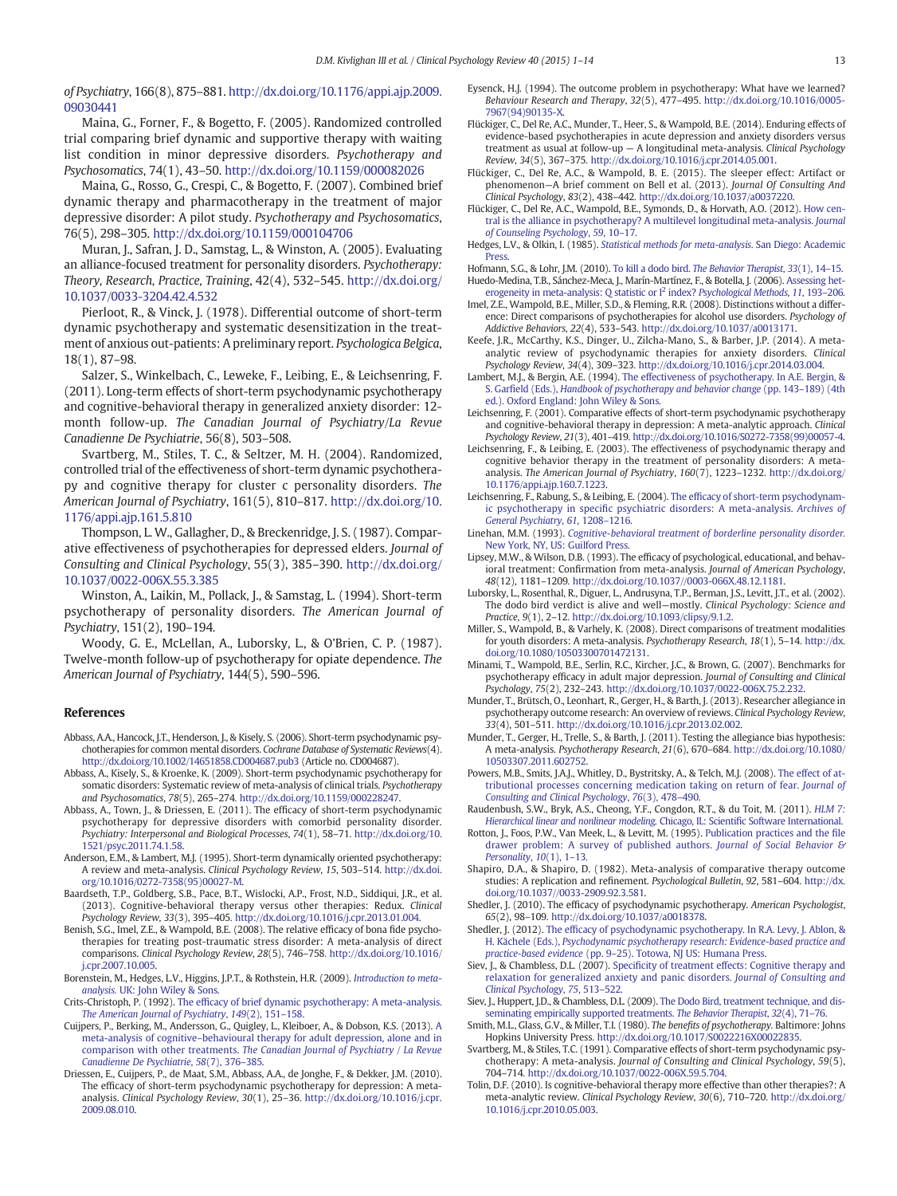*of Psychiatry*, 166(8), 875–881. http://dx.doi.org/10.1176/appi.ajp.2009.09030441

Maina, G., Forner, F., & Bogetto, F. (2005). Randomized controlled trial comparing brief dynamic and supportive therapy with waiting list condition in minor depressive disorders. *Psychotherapy and Psychosomatics*, 74(1), 43–50. http://dx.doi.org/10.1159/000082026

Maina, G., Rosso, G., Crespi, C., & Bogetto, F. (2007). Combined brief dynamic therapy and pharmacotherapy in the treatment of major depressive disorder: A pilot study. *Psychotherapy and Psychosomatics*, 76(5), 298–305. http://dx.doi.org/10.1159/000104706

Muran, J., Safran, J. D., Samstag, L., & Winston, A. (2005). Evaluating an alliance-focused treatment for personality disorders. *Psychotherapy: Theory, Research, Practice, Training*, 42(4), 532–545. http://dx.doi.org/10.1037/0033-3204.42.4.532

Pierloot, R., & Vinck, J. (1978). Differential outcome of short-term dynamic psychotherapy and systematic desensitization in the treatment of anxious out-patients: A preliminary report. *Psychologica Belgica*, 18(1), 87–98.

Salzer, S., Winkelbach, C., Leweke, F., Leibing, E., & Leichsenring, F. (2011). Long-term effects of short-term psychodynamic psychotherapy and cognitive-behavioral therapy in generalized anxiety disorder: 12-month follow-up. *The Canadian Journal of Psychiatry/La Revue Canadienne De Psychiatrie*, 56(8), 503–508.

Svartberg, M., Stiles, T. C., & Seltzer, M. H. (2004). Randomized, controlled trial of the effectiveness of short-term dynamic psychotherapy and cognitive therapy for cluster c personality disorders. *The American Journal of Psychiatry*, 161(5), 810–817. http://dx.doi.org/10.1176/appi.ajp.161.5.810

Thompson, L. W., Gallagher, D., & Breckenridge, J. S. (1987). Comparative effectiveness of psychotherapies for depressed elders. *Journal of Consulting and Clinical Psychology*, 55(3), 385–390. http://dx.doi.org/10.1037/0022-006X.55.3.385

Winston, A., Laikin, M., Pollack, J., & Samstag, L. (1994). Short-term psychotherapy of personality disorders. *The American Journal of Psychiatry*, 151(2), 190–194.

Woody, G. E., McLellan, A., Luborsky, L., & O'Brien, C. P. (1987). Twelve-month follow-up of psychotherapy for opiate dependence. *The American Journal of Psychiatry*, 144(5), 590–596.

## References

Abbass, A.A., Hancock, J.T., Henderson, J., & Kisely, S. (2006). Short-term psychodynamic psychotherapies for common mental disorders. *Cochrane Database of Systematic Reviews*(4). http://dx.doi.org/10.1002/14651858.CD004687.pub3 (Article no. CD004687).

Abbass, A., Kisely, S., & Kroenke, K. (2009). Short-term psychodynamic psychotherapy for somatic disorders: Systematic review of meta-analysis of clinical trials. *Psychotherapy and Psychosomatics*, *78*(5), 265–274. http://dx.doi.org/10.1159/000228247.

Abbass, A., Town, J., & Driessen, E. (2011). The efficacy of short-term psychodynamic psychotherapy for depressive disorders with comorbid personality disorder. *Psychiatry: Interpersonal and Biological Processes*, *74*(1), 58–71. http://dx.doi.org/10.1521/psyc.2011.74.1.58.

Anderson, E.M., & Lambert, M.J. (1995). Short-term dynamically oriented psychotherapy: A review and meta-analysis. *Clinical Psychology Review*, *15*, 503–514. http://dx.doi.org/10.1016/0272-7358(95)00027-M.

Baardseth, T.P., Goldberg, S.B., Pace, B.T., Wislocki, A.P., Frost, N.D., Siddiqui, J.R., et al. (2013). Cognitive-behavioral therapy versus other therapies: Redux. *Clinical Psychology Review*, *33*(3), 395–405. http://dx.doi.org/10.1016/j.cpr.2013.01.004.

Benish, S.G., Imel, Z.E., & Wampold, B.E. (2008). The relative efficacy of bona fide psychotherapies for treating post-traumatic stress disorder: A meta-analysis of direct comparisons. *Clinical Psychology Review*, *28*(5), 746–758. http://dx.doi.org/10.1016/j.cpr.2007.10.005.

Borenstein, M., Hedges, L.V., Higgins, J.P.T., & Rothstein, H.R. (2009). *Introduction to meta-analysis*. UK: John Wiley & Sons.

Crits-Christoph, P. (1992). The efficacy of brief dynamic psychotherapy: A meta-analysis. *The American Journal of Psychiatry*, *149*(2), 151–158.

Cuijpers, P., Berking, M., Andersson, G., Quigley, L., Kleiboer, A., & Dobson, K.S. (2013). A meta-analysis of cognitive–behavioural therapy for adult depression, alone and in comparison with other treatments. *The Canadian Journal of Psychiatry / La Revue Canadienne De Psychiatrie*, *58*(7), 376–385.

Driessen, E., Cuijpers, P., de Maat, S.M., Abbass, A.A., de Jonghe, F., & Dekker, J.M. (2010). The efficacy of short-term psychodynamic psychotherapy for depression: A meta-analysis. *Clinical Psychology Review*, *30*(1), 25–36. http://dx.doi.org/10.1016/j.cpr.2009.08.010.

Eysenck, H.J. (1994). The outcome problem in psychotherapy: What have we learned? *Behaviour Research and Therapy*, *32*(5), 477–495. http://dx.doi.org/10.1016/0005-7967(94)90135-X.

Flückiger, C., Del Re, A.C., Munder, T., Heer, S., & Wampold, B.E. (2014). Enduring effects of evidence-based psychotherapies in acute depression and anxiety disorders versus treatment as usual at follow-up — A longitudinal meta-analysis. *Clinical Psychology Review*, *34*(5), 367–375. http://dx.doi.org/10.1016/j.cpr.2014.05.001.

Flückiger, C., Del Re, A.C., & Wampold, B. E. (2015). The sleeper effect: Artifact or phenomenon—A brief comment on Bell et al. (2013). *Journal Of Consulting And Clinical Psychology*, *83*(2), 438–442. http://dx.doi.org/10.1037/a0037220.

Flückiger, C., Del Re, A.C., Wampold, B.E., Symonds, D., & Horvath, A.O. (2012). How central is the alliance in psychotherapy? A multilevel longitudinal meta-analysis. *Journal of Counseling Psychology*, *59*, 10–17.

Hedges, L.V., & Olkin, I. (1985). *Statistical methods for meta-analysis*. San Diego: Academic Press.

Hofmann, S.G., & Lohr, J.M. (2010). To kill a dodo bird. *The Behavior Therapist*, *33*(1), 14–15.

Huedo-Medina, T.B., Sánchez-Meca, J., Marín-Martínez, F., & Botella, J. (2006). Assessing heterogeneity in meta-analysis: Q statistic or $I^2$ index? *Psychological Methods*, *11*, 193–206.

Imel, Z.E., Wampold, B.E., Miller, S.D., & Fleming, R.R. (2008). Distinctions without a difference: Direct comparisons of psychotherapies for alcohol use disorders. *Psychology of Addictive Behaviors*, *22*(4), 533–543. http://dx.doi.org/10.1037/a0013171.

Keefe, J.R., McCarthy, K.S., Dinger, U., Zilcha-Mano, S., & Barber, J.P. (2014). A meta-analytic review of psychodynamic therapies for anxiety disorders. *Clinical Psychology Review*, *34*(4), 309–323. http://dx.doi.org/10.1016/j.cpr.2014.03.004.

Lambert, M.J., & Bergin, A.E. (1994). The effectiveness of psychotherapy. In A.E. Bergin, & S. Garfield (Eds.), *Handbook of psychotherapy and behavior change* (pp. 143–189) (4th ed.). Oxford England: John Wiley & Sons.

Leichsenring, F. (2001). Comparative effects of short-term psychodynamic psychotherapy and cognitive-behavioral therapy in depression: A meta-analytic approach. *Clinical Psychology Review*, *21*(3), 401–419. http://dx.doi.org/10.1016/S0272-7358(99)00057-4.

Leichsenring, F., & Leibing, E. (2003). The effectiveness of psychodynamic therapy and cognitive behavior therapy in the treatment of personality disorders: A meta-analysis. *The American Journal of Psychiatry*, *160*(7), 1223–1232. http://dx.doi.org/10.1176/appi.ajp.160.7.1223.

Leichsenring, F., Rabung, S., & Leibing, E. (2004). The efficacy of short-term psychodynamic psychotherapy in specific psychiatric disorders: A meta-analysis. *Archives of General Psychiatry*, *61*, 1208–1216.

Linehan, M.M. (1993). *Cognitive-behavioral treatment of borderline personality disorder*. New York, NY, US: Guilford Press.

Lipsey, M.W., & Wilson, D.B. (1993). The efficacy of psychological, educational, and behavioral treatment: Confirmation from meta-analysis. *Journal of American Psychology*, *48*(12), 1181–1209. http://dx.doi.org/10.1037//0003-066X.48.12.1181.

Luborsky, L., Rosenthal, R., Diguer, L., Andrusyna, T.P., Berman, J.S., Levitt, J.T., et al. (2002). The dodo bird verdict is alive and well—mostly. *Clinical Psychology: Science and Practice*, *9*(1), 2–12. http://dx.doi.org/10.1093/clipsy/9.1.2.

Miller, S., Wampold, B., & Varhely, K. (2008). Direct comparisons of treatment modalities for youth disorders: A meta-analysis. *Psychotherapy Research*, *18*(1), 5–14. http://dx.doi.org/10.1080/10503300701472131.

Minami, T., Wampold, B.E., Serlin, R.C., Kircher, J.C., & Brown, G. (2007). Benchmarks for psychotherapy efficacy in adult major depression. *Journal of Consulting and Clinical Psychology*, *75*(2), 232–243. http://dx.doi.org/10.1037/0022-006X.75.2.232.

Munder, T., Brütsch, O., Leonhart, R., Gerger, H., & Barth, J. (2013). Researcher allegiance in psychotherapy outcome research: An overview of reviews. *Clinical Psychology Review*, *33*(4), 501–511. http://dx.doi.org/10.1016/j.cpr.2013.02.002.

Munder, T., Gerger, H., Trelle, S., & Barth, J. (2011). Testing the allegiance bias hypothesis: A meta-analysis. *Psychotherapy Research*, *21*(6), 670–684. http://dx.doi.org/10.1080/10503307.2011.602752.

Powers, M.B., Smits, J.A.J., Whitley, D., Bystritsky, A., & Telch, M.J. (2008). The effect of attributional processes concerning medication taking on return of fear. *Journal of Consulting and Clinical Psychology*, *76*(3), 478–490.

Raudenbush, S.W., Bryk, A.S., Cheong, Y.F., Congdon, R.T., & du Toit, M. (2011). *HLM 7: Hierarchical linear and nonlinear modeling*. Chicago, IL: Scientific Software International.

Rotton, J., Foos, P.W., Van Meek, L., & Levitt, M. (1995). Publication practices and the file drawer problem: A survey of published authors. *Journal of Social Behavior & Personality*, *10*(1), 1–13.

Shapiro, D.A., & Shapiro, D. (1982). Meta-analysis of comparative therapy outcome studies: A replication and refinement. *Psychological Bulletin*, *92*, 581–604. http://dx.doi.org/10.1037//0033-2909.92.3.581.

Shedler, J. (2010). The efficacy of psychodynamic psychotherapy. *American Psychologist*, *65*(2), 98–109. http://dx.doi.org/10.1037/a0018378.

Shedler, J. (2012). The efficacy of psychodynamic psychotherapy. In R.A. Levy, J. Ablon, & H. Kächele (Eds.), *Psychodynamic psychotherapy research: Evidence-based practice and practice-based evidence* (pp. 9–25). Totowa, NJ US: Humana Press.

Siev, J., & Chambless, D.L. (2007). Specificity of treatment effects: Cognitive therapy and relaxation for generalized anxiety and panic disorders. *Journal of Consulting and Clinical Psychology*, *75*, 513–522.

Siev, J., Huppert, J.D., & Chambless, D.L. (2009). The Dodo Bird, treatment technique, and disseminating empirically supported treatments. *The Behavior Therapist*, *32*(4), 71–76.

Smith, M.L., Glass, G.V., & Miller, T.I. (1980). *The benefits of psychotherapy*. Baltimore: Johns Hopkins University Press. http://dx.doi.org/10.1017/S0022216X00022835.

Svartberg, M., & Stiles, T.C. (1991). Comparative effects of short-term psychodynamic psychotherapy: A meta-analysis. *Journal of Consulting and Clinical Psychology*, *59*(5), 704–714. http://dx.doi.org/10.1037/0022-006X.59.5.704.

Tolin, D.F. (2010). Is cognitive-behavioral therapy more effective than other therapies?: A meta-analytic review. *Clinical Psychology Review*, *30*(6), 710–720. http://dx.doi.org/10.1016/j.cpr.2010.05.003.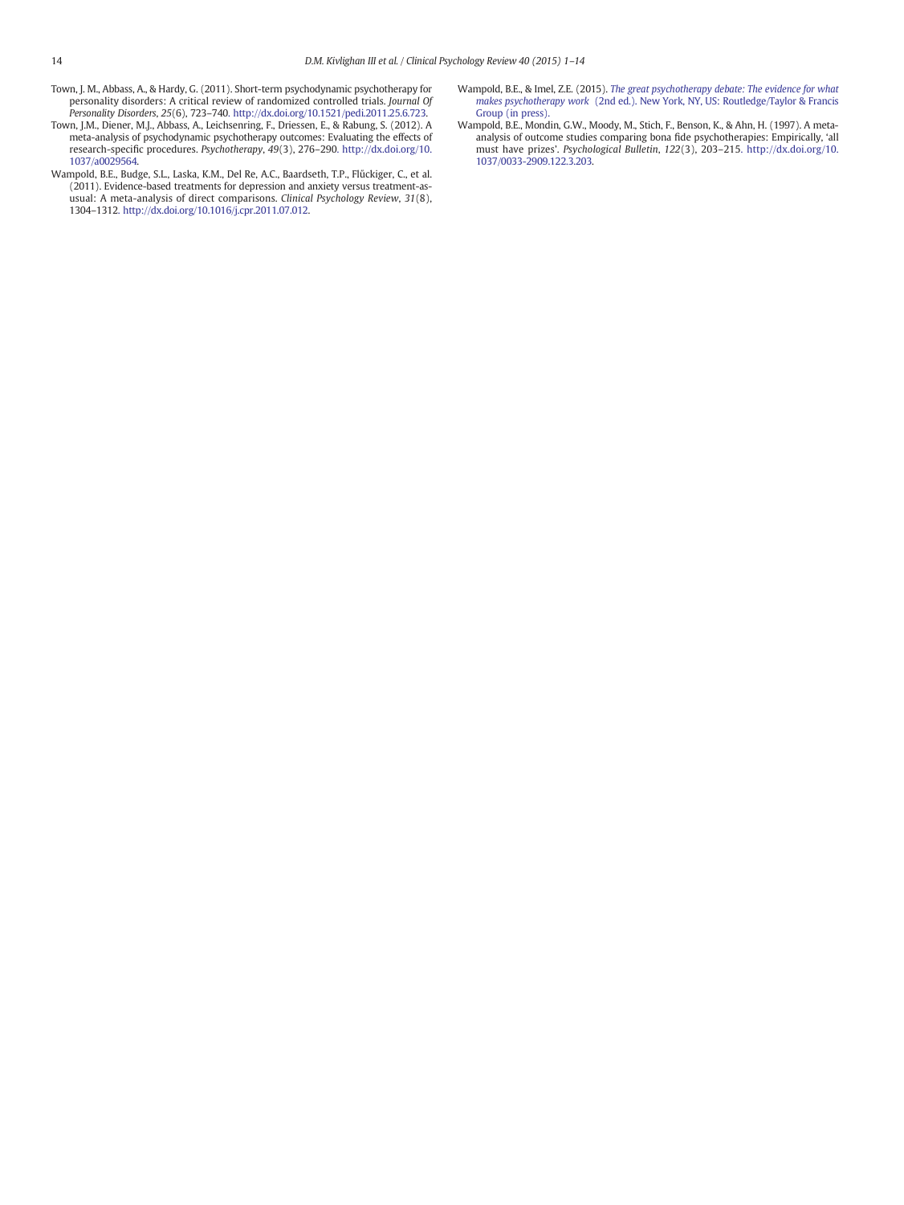Town, J. M., Abbass, A., & Hardy, G. (2011). Short-term psychodynamic psychotherapy for personality disorders: A critical review of randomized controlled trials. *Journal Of Personality Disorders*, *25*(6), 723–740. http://dx.doi.org/10.1521/pedi.2011.25.6.723.

Town, J.M., Diener, M.J., Abbass, A., Leichsenring, F., Driessen, E., & Rabung, S. (2012). A meta-analysis of psychodynamic psychotherapy outcomes: Evaluating the effects of research-specific procedures. *Psychotherapy*, *49*(3), 276–290. http://dx.doi.org/10.1037/a0029564.

Wampold, B.E., Budge, S.L., Laska, K.M., Del Re, A.C., Baardseth, T.P., Flűckiger, C., et al. (2011). Evidence-based treatments for depression and anxiety versus treatment-as-usual: A meta-analysis of direct comparisons. *Clinical Psychology Review*, *31*(8), 1304–1312. http://dx.doi.org/10.1016/j.cpr.2011.07.012.

Wampold, B.E., & Imel, Z.E. (2015). *The great psychotherapy debate: The evidence for what makes psychotherapy work* (2nd ed.). New York, NY, US: Routledge/Taylor & Francis Group (in press).

Wampold, B.E., Mondin, G.W., Moody, M., Stich, F., Benson, K., & Ahn, H. (1997). A meta-analysis of outcome studies comparing bona fide psychotherapies: Empirically, 'all must have prizes'. *Psychological Bulletin*, *122*(3), 203–215. http://dx.doi.org/10.1037/0033-2909.122.3.203.